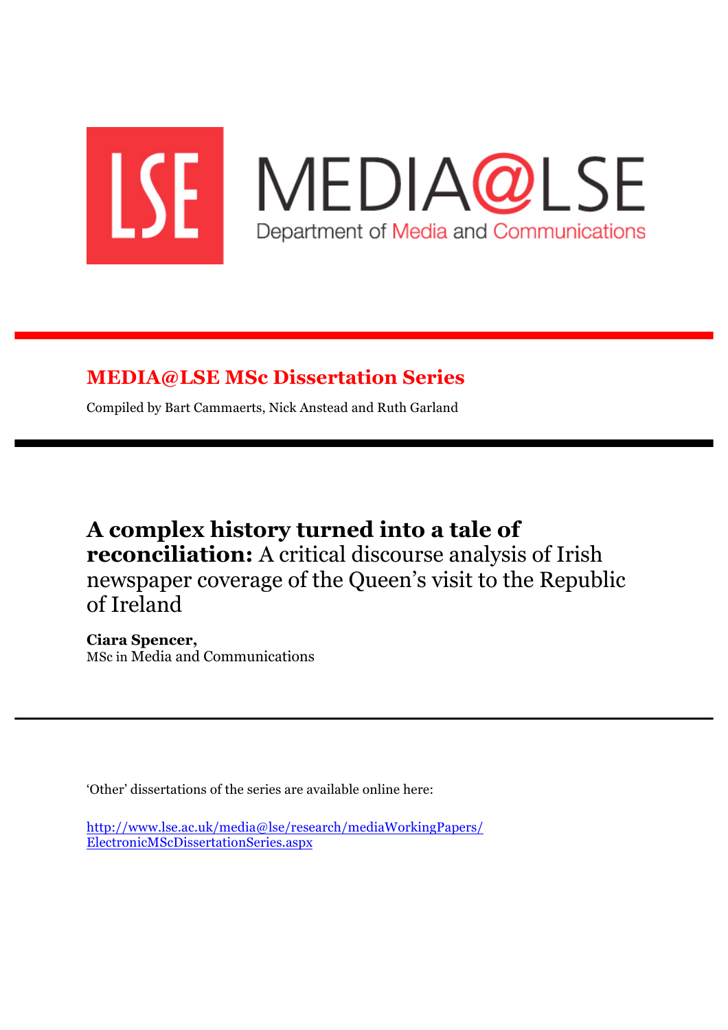LSE MEDIA@LSE

Department of Media and Communications

## MEDIA@LSE MSc Dissertation Series

Compiled by Bart Cammaerts, Nick Anstead and Ruth Garland

# **A complex history turned into a tale of reconciliation:** A critical discourse analysis of Irish newspaper coverage of the Queen's visit to the Republic of Ireland

**Ciara Spencer,**
MSc in Media and Communications

'Other' dissertations of the series are available online here:

http://www.lse.ac.uk/media@lse/research/mediaWorkingPapers/ElectronicMScDissertationSeries.aspx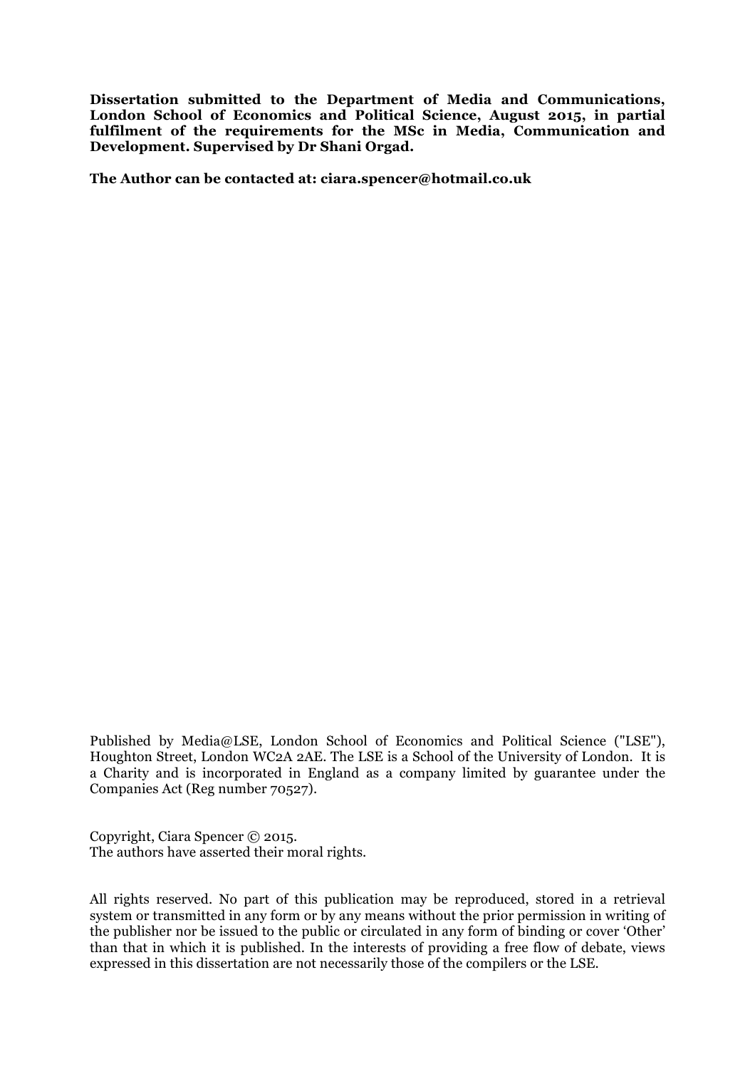**Dissertation submitted to the Department of Media and Communications, London School of Economics and Political Science, August 2015, in partial fulfilment of the requirements for the MSc in Media, Communication and Development. Supervised by Dr Shani Orgad.**

**The Author can be contacted at: ciara.spencer@hotmail.co.uk**

Published by Media@LSE, London School of Economics and Political Science ("LSE"), Houghton Street, London WC2A 2AE. The LSE is a School of the University of London. It is a Charity and is incorporated in England as a company limited by guarantee under the Companies Act (Reg number 70527).

Copyright, Ciara Spencer © 2015.
The authors have asserted their moral rights.

All rights reserved. No part of this publication may be reproduced, stored in a retrieval system or transmitted in any form or by any means without the prior permission in writing of the publisher nor be issued to the public or circulated in any form of binding or cover 'Other' than that in which it is published. In the interests of providing a free flow of debate, views expressed in this dissertation are not necessarily those of the compilers or the LSE.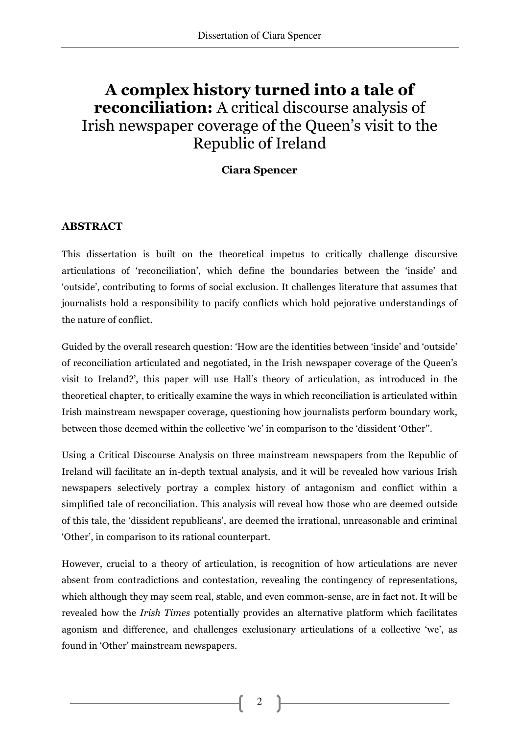# **A complex history turned into a tale of reconciliation:** A critical discourse analysis of Irish newspaper coverage of the Queen's visit to the Republic of Ireland

**Ciara Spencer**

## ABSTRACT

This dissertation is built on the theoretical impetus to critically challenge discursive articulations of 'reconciliation', which define the boundaries between the 'inside' and 'outside', contributing to forms of social exclusion. It challenges literature that assumes that journalists hold a responsibility to pacify conflicts which hold pejorative understandings of the nature of conflict.

Guided by the overall research question: 'How are the identities between 'inside' and 'outside' of reconciliation articulated and negotiated, in the Irish newspaper coverage of the Queen's visit to Ireland?', this paper will use Hall's theory of articulation, as introduced in the theoretical chapter, to critically examine the ways in which reconciliation is articulated within Irish mainstream newspaper coverage, questioning how journalists perform boundary work, between those deemed within the collective 'we' in comparison to the 'dissident 'Other''.

Using a Critical Discourse Analysis on three mainstream newspapers from the Republic of Ireland will facilitate an in-depth textual analysis, and it will be revealed how various Irish newspapers selectively portray a complex history of antagonism and conflict within a simplified tale of reconciliation. This analysis will reveal how those who are deemed outside of this tale, the 'dissident republicans', are deemed the irrational, unreasonable and criminal 'Other', in comparison to its rational counterpart.

However, crucial to a theory of articulation, is recognition of how articulations are never absent from contradictions and contestation, revealing the contingency of representations, which although they may seem real, stable, and even common-sense, are in fact not. It will be revealed how the *Irish Times* potentially provides an alternative platform which facilitates agonism and difference, and challenges exclusionary articulations of a collective 'we', as found in 'Other' mainstream newspapers.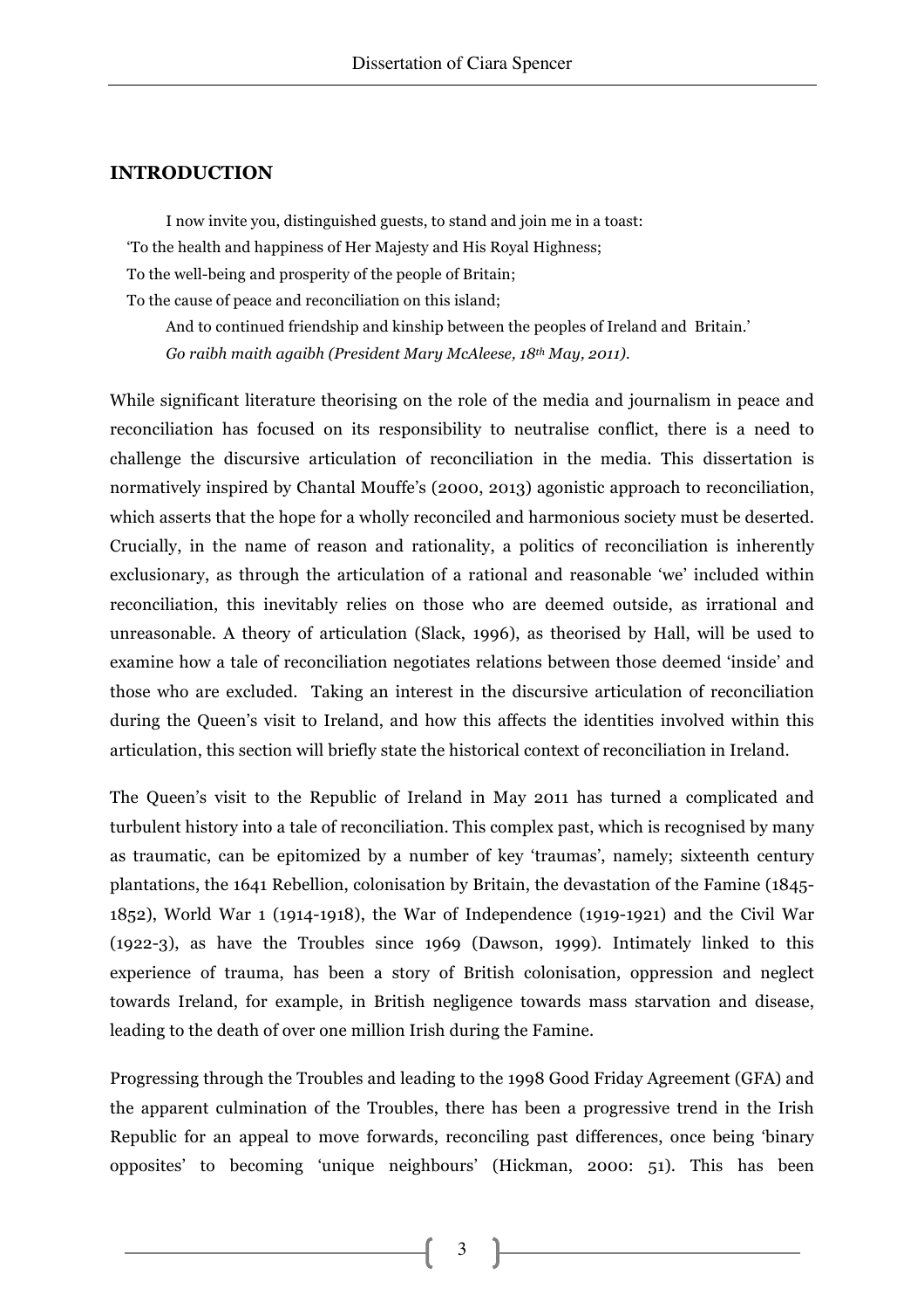## INTRODUCTION

> I now invite you, distinguished guests, to stand and join me in a toast:
> 'To the health and happiness of Her Majesty and His Royal Highness;
> To the well-being and prosperity of the people of Britain;
> To the cause of peace and reconciliation on this island;
> And to continued friendship and kinship between the peoples of Ireland and Britain.'
> *Go raibh maith agaibh (President Mary McAleese, 18th May, 2011).*

While significant literature theorising on the role of the media and journalism in peace and reconciliation has focused on its responsibility to neutralise conflict, there is a need to challenge the discursive articulation of reconciliation in the media. This dissertation is normatively inspired by Chantal Mouffe's (2000, 2013) agonistic approach to reconciliation, which asserts that the hope for a wholly reconciled and harmonious society must be deserted. Crucially, in the name of reason and rationality, a politics of reconciliation is inherently exclusionary, as through the articulation of a rational and reasonable 'we' included within reconciliation, this inevitably relies on those who are deemed outside, as irrational and unreasonable. A theory of articulation (Slack, 1996), as theorised by Hall, will be used to examine how a tale of reconciliation negotiates relations between those deemed 'inside' and those who are excluded. Taking an interest in the discursive articulation of reconciliation during the Queen's visit to Ireland, and how this affects the identities involved within this articulation, this section will briefly state the historical context of reconciliation in Ireland.

The Queen's visit to the Republic of Ireland in May 2011 has turned a complicated and turbulent history into a tale of reconciliation. This complex past, which is recognised by many as traumatic, can be epitomized by a number of key 'traumas', namely; sixteenth century plantations, the 1641 Rebellion, colonisation by Britain, the devastation of the Famine (1845-1852), World War 1 (1914-1918), the War of Independence (1919-1921) and the Civil War (1922-3), as have the Troubles since 1969 (Dawson, 1999). Intimately linked to this experience of trauma, has been a story of British colonisation, oppression and neglect towards Ireland, for example, in British negligence towards mass starvation and disease, leading to the death of over one million Irish during the Famine.

Progressing through the Troubles and leading to the 1998 Good Friday Agreement (GFA) and the apparent culmination of the Troubles, there has been a progressive trend in the Irish Republic for an appeal to move forwards, reconciling past differences, once being 'binary opposites' to becoming 'unique neighbours' (Hickman, 2000: 51). This has been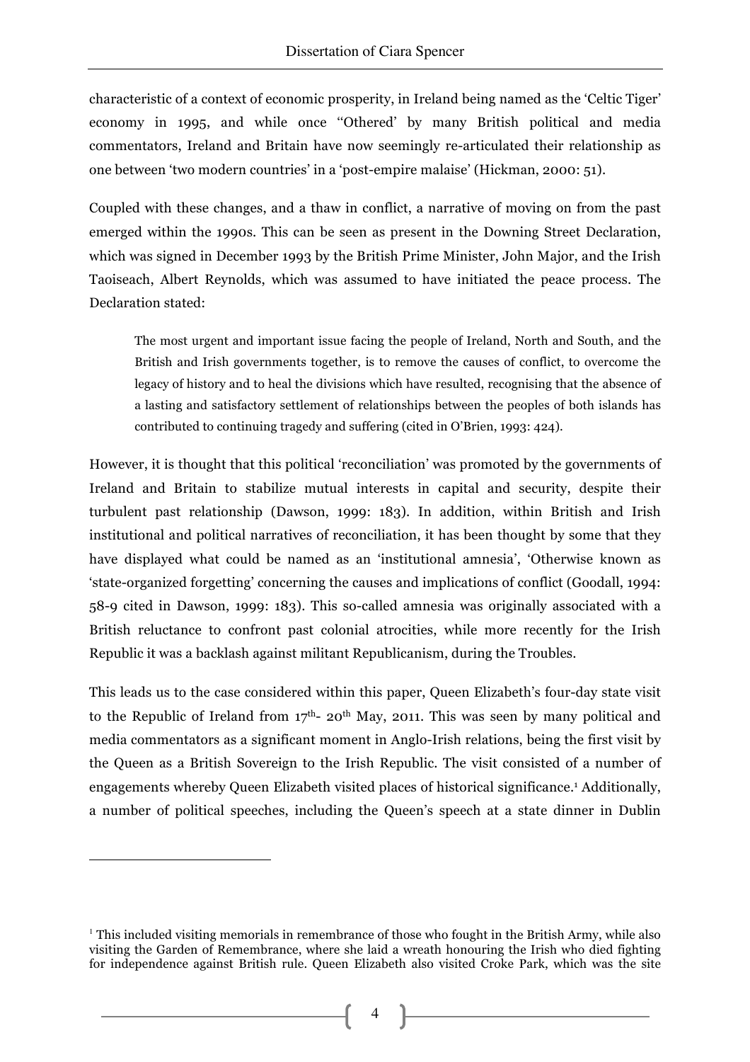characteristic of a context of economic prosperity, in Ireland being named as the 'Celtic Tiger' economy in 1995, and while once ''Othered' by many British political and media commentators, Ireland and Britain have now seemingly re-articulated their relationship as one between 'two modern countries' in a 'post-empire malaise' (Hickman, 2000: 51).

Coupled with these changes, and a thaw in conflict, a narrative of moving on from the past emerged within the 1990s. This can be seen as present in the Downing Street Declaration, which was signed in December 1993 by the British Prime Minister, John Major, and the Irish Taoiseach, Albert Reynolds, which was assumed to have initiated the peace process. The Declaration stated:

> The most urgent and important issue facing the people of Ireland, North and South, and the British and Irish governments together, is to remove the causes of conflict, to overcome the legacy of history and to heal the divisions which have resulted, recognising that the absence of a lasting and satisfactory settlement of relationships between the peoples of both islands has contributed to continuing tragedy and suffering (cited in O'Brien, 1993: 424).

However, it is thought that this political 'reconciliation' was promoted by the governments of Ireland and Britain to stabilize mutual interests in capital and security, despite their turbulent past relationship (Dawson, 1999: 183). In addition, within British and Irish institutional and political narratives of reconciliation, it has been thought by some that they have displayed what could be named as an 'institutional amnesia', 'Otherwise known as 'state-organized forgetting' concerning the causes and implications of conflict (Goodall, 1994: 58-9 cited in Dawson, 1999: 183). This so-called amnesia was originally associated with a British reluctance to confront past colonial atrocities, while more recently for the Irish Republic it was a backlash against militant Republicanism, during the Troubles.

This leads us to the case considered within this paper, Queen Elizabeth's four-day state visit to the Republic of Ireland from 17th- 20th May, 2011. This was seen by many political and media commentators as a significant moment in Anglo-Irish relations, being the first visit by the Queen as a British Sovereign to the Irish Republic. The visit consisted of a number of engagements whereby Queen Elizabeth visited places of historical significance.[1] Additionally, a number of political speeches, including the Queen's speech at a state dinner in Dublin

[1] This included visiting memorials in remembrance of those who fought in the British Army, while also visiting the Garden of Remembrance, where she laid a wreath honouring the Irish who died fighting for independence against British rule. Queen Elizabeth also visited Croke Park, which was the site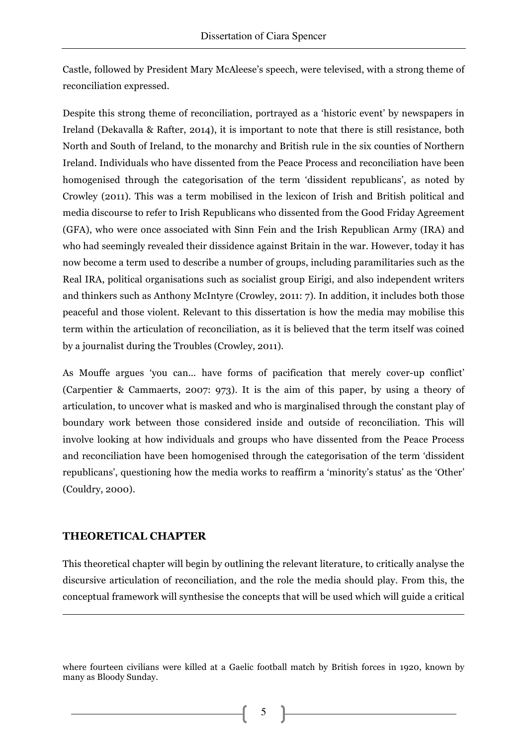Castle, followed by President Mary McAleese's speech, were televised, with a strong theme of reconciliation expressed.

Despite this strong theme of reconciliation, portrayed as a 'historic event' by newspapers in Ireland (Dekavalla & Rafter, 2014), it is important to note that there is still resistance, both North and South of Ireland, to the monarchy and British rule in the six counties of Northern Ireland. Individuals who have dissented from the Peace Process and reconciliation have been homogenised through the categorisation of the term 'dissident republicans', as noted by Crowley (2011). This was a term mobilised in the lexicon of Irish and British political and media discourse to refer to Irish Republicans who dissented from the Good Friday Agreement (GFA), who were once associated with Sinn Fein and the Irish Republican Army (IRA) and who had seemingly revealed their dissidence against Britain in the war. However, today it has now become a term used to describe a number of groups, including paramilitaries such as the Real IRA, political organisations such as socialist group Eirigi, and also independent writers and thinkers such as Anthony McIntyre (Crowley, 2011: 7). In addition, it includes both those peaceful and those violent. Relevant to this dissertation is how the media may mobilise this term within the articulation of reconciliation, as it is believed that the term itself was coined by a journalist during the Troubles (Crowley, 2011).

As Mouffe argues 'you can... have forms of pacification that merely cover-up conflict' (Carpentier & Cammaerts, 2007: 973). It is the aim of this paper, by using a theory of articulation, to uncover what is masked and who is marginalised through the constant play of boundary work between those considered inside and outside of reconciliation. This will involve looking at how individuals and groups who have dissented from the Peace Process and reconciliation have been homogenised through the categorisation of the term 'dissident republicans', questioning how the media works to reaffirm a 'minority's status' as the 'Other' (Couldry, 2000).

## THEORETICAL CHAPTER

This theoretical chapter will begin by outlining the relevant literature, to critically analyse the discursive articulation of reconciliation, and the role the media should play. From this, the conceptual framework will synthesise the concepts that will be used which will guide a critical

---

where fourteen civilians were killed at a Gaelic football match by British forces in 1920, known by many as Bloody Sunday.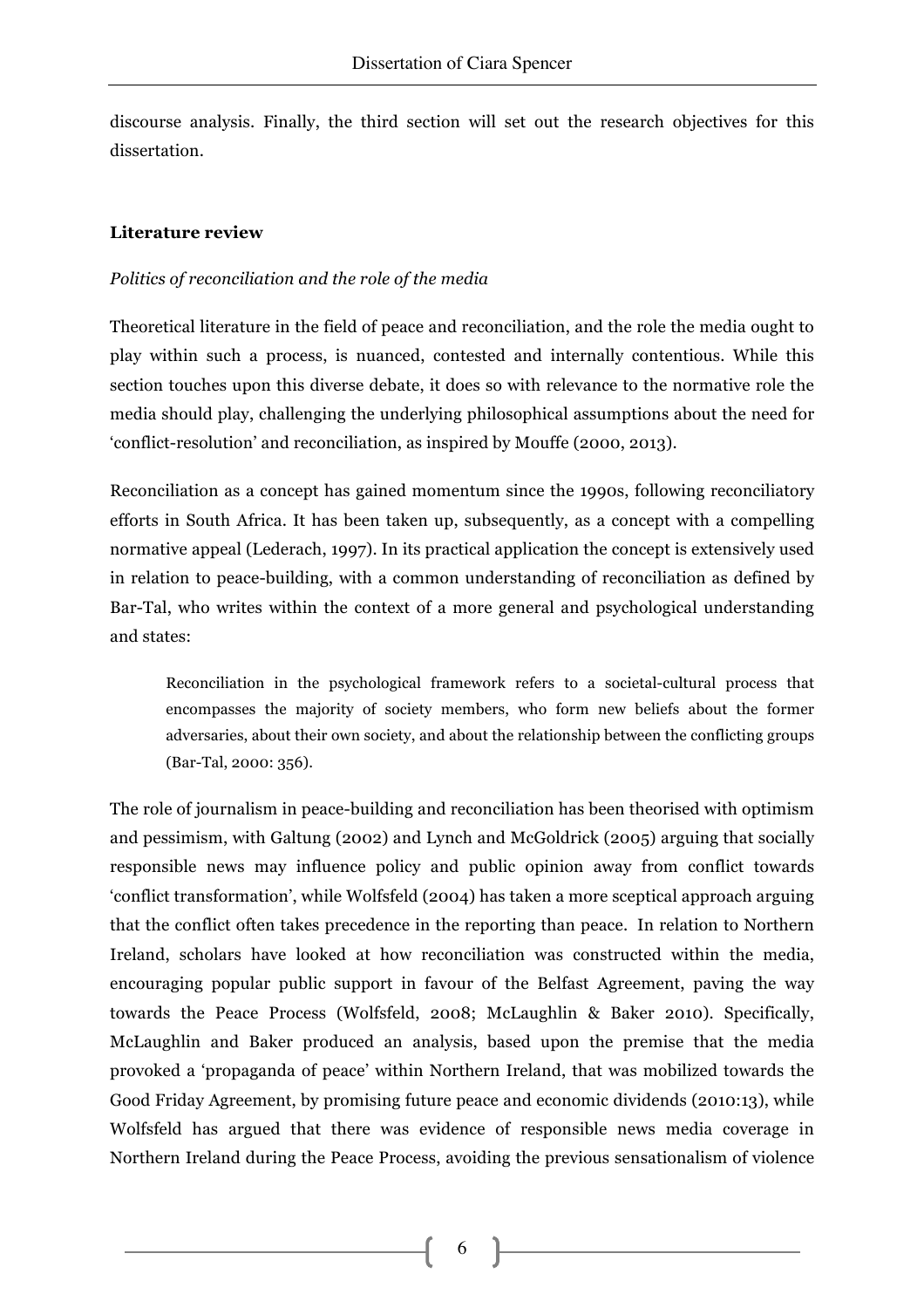discourse analysis. Finally, the third section will set out the research objectives for this dissertation.

## Literature review

### *Politics of reconciliation and the role of the media*

Theoretical literature in the field of peace and reconciliation, and the role the media ought to play within such a process, is nuanced, contested and internally contentious. While this section touches upon this diverse debate, it does so with relevance to the normative role the media should play, challenging the underlying philosophical assumptions about the need for 'conflict-resolution' and reconciliation, as inspired by Mouffe (2000, 2013).

Reconciliation as a concept has gained momentum since the 1990s, following reconciliatory efforts in South Africa. It has been taken up, subsequently, as a concept with a compelling normative appeal (Lederach, 1997). In its practical application the concept is extensively used in relation to peace-building, with a common understanding of reconciliation as defined by Bar-Tal, who writes within the context of a more general and psychological understanding and states:

> Reconciliation in the psychological framework refers to a societal-cultural process that encompasses the majority of society members, who form new beliefs about the former adversaries, about their own society, and about the relationship between the conflicting groups (Bar-Tal, 2000: 356).

The role of journalism in peace-building and reconciliation has been theorised with optimism and pessimism, with Galtung (2002) and Lynch and McGoldrick (2005) arguing that socially responsible news may influence policy and public opinion away from conflict towards 'conflict transformation', while Wolfsfeld (2004) has taken a more sceptical approach arguing that the conflict often takes precedence in the reporting than peace. In relation to Northern Ireland, scholars have looked at how reconciliation was constructed within the media, encouraging popular public support in favour of the Belfast Agreement, paving the way towards the Peace Process (Wolfsfeld, 2008; McLaughlin & Baker 2010). Specifically, McLaughlin and Baker produced an analysis, based upon the premise that the media provoked a 'propaganda of peace' within Northern Ireland, that was mobilized towards the Good Friday Agreement, by promising future peace and economic dividends (2010:13), while Wolfsfeld has argued that there was evidence of responsible news media coverage in Northern Ireland during the Peace Process, avoiding the previous sensationalism of violence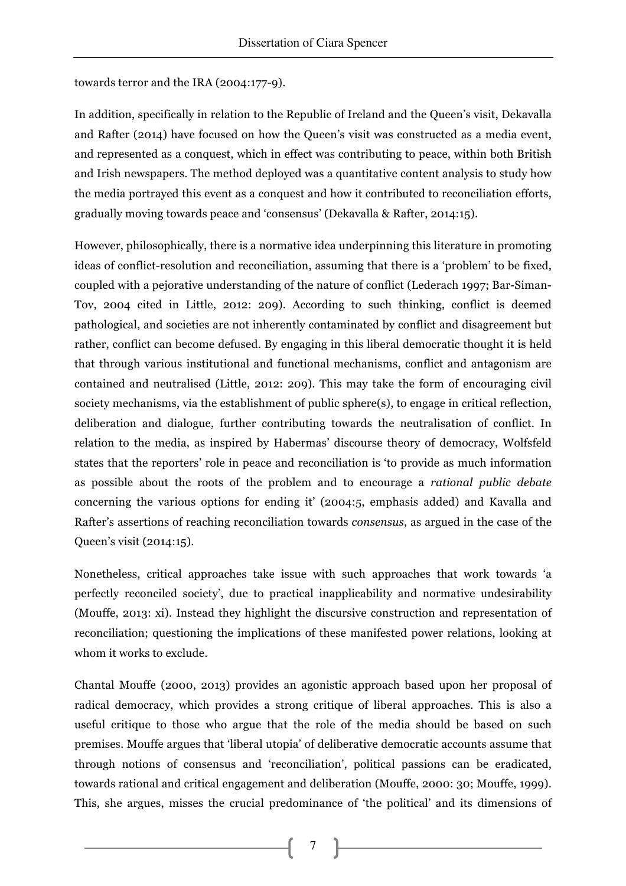towards terror and the IRA (2004:177-9).

In addition, specifically in relation to the Republic of Ireland and the Queen's visit, Dekavalla and Rafter (2014) have focused on how the Queen's visit was constructed as a media event, and represented as a conquest, which in effect was contributing to peace, within both British and Irish newspapers. The method deployed was a quantitative content analysis to study how the media portrayed this event as a conquest and how it contributed to reconciliation efforts, gradually moving towards peace and 'consensus' (Dekavalla & Rafter, 2014:15).

However, philosophically, there is a normative idea underpinning this literature in promoting ideas of conflict-resolution and reconciliation, assuming that there is a 'problem' to be fixed, coupled with a pejorative understanding of the nature of conflict (Lederach 1997; Bar-Siman-Tov, 2004 cited in Little, 2012: 209). According to such thinking, conflict is deemed pathological, and societies are not inherently contaminated by conflict and disagreement but rather, conflict can become defused. By engaging in this liberal democratic thought it is held that through various institutional and functional mechanisms, conflict and antagonism are contained and neutralised (Little, 2012: 209). This may take the form of encouraging civil society mechanisms, via the establishment of public sphere(s), to engage in critical reflection, deliberation and dialogue, further contributing towards the neutralisation of conflict. In relation to the media, as inspired by Habermas' discourse theory of democracy, Wolfsfeld states that the reporters' role in peace and reconciliation is 'to provide as much information as possible about the roots of the problem and to encourage a *rational public debate* concerning the various options for ending it' (2004:5, emphasis added) and Kavalla and Rafter's assertions of reaching reconciliation towards *consensus*, as argued in the case of the Queen's visit (2014:15).

Nonetheless, critical approaches take issue with such approaches that work towards 'a perfectly reconciled society', due to practical inapplicability and normative undesirability (Mouffe, 2013: xi). Instead they highlight the discursive construction and representation of reconciliation; questioning the implications of these manifested power relations, looking at whom it works to exclude.

Chantal Mouffe (2000, 2013) provides an agonistic approach based upon her proposal of radical democracy, which provides a strong critique of liberal approaches. This is also a useful critique to those who argue that the role of the media should be based on such premises. Mouffe argues that 'liberal utopia' of deliberative democratic accounts assume that through notions of consensus and 'reconciliation', political passions can be eradicated, towards rational and critical engagement and deliberation (Mouffe, 2000: 30; Mouffe, 1999). This, she argues, misses the crucial predominance of 'the political' and its dimensions of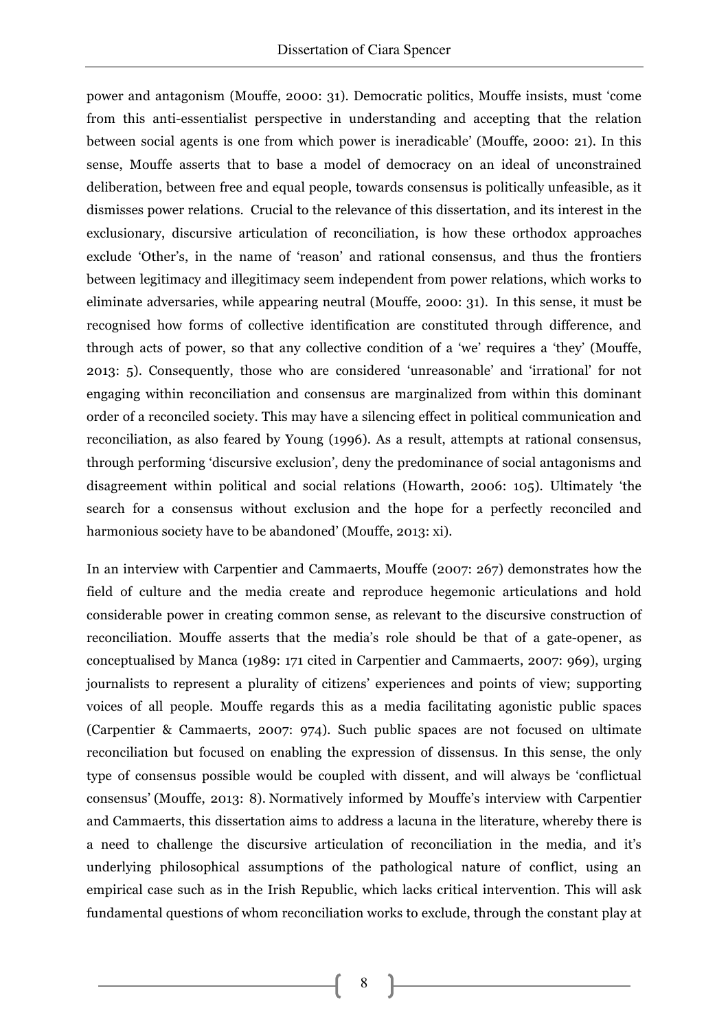power and antagonism (Mouffe, 2000: 31). Democratic politics, Mouffe insists, must 'come from this anti-essentialist perspective in understanding and accepting that the relation between social agents is one from which power is ineradicable' (Mouffe, 2000: 21). In this sense, Mouffe asserts that to base a model of democracy on an ideal of unconstrained deliberation, between free and equal people, towards consensus is politically unfeasible, as it dismisses power relations. Crucial to the relevance of this dissertation, and its interest in the exclusionary, discursive articulation of reconciliation, is how these orthodox approaches exclude 'Other's, in the name of 'reason' and rational consensus, and thus the frontiers between legitimacy and illegitimacy seem independent from power relations, which works to eliminate adversaries, while appearing neutral (Mouffe, 2000: 31). In this sense, it must be recognised how forms of collective identification are constituted through difference, and through acts of power, so that any collective condition of a 'we' requires a 'they' (Mouffe, 2013: 5). Consequently, those who are considered 'unreasonable' and 'irrational' for not engaging within reconciliation and consensus are marginalized from within this dominant order of a reconciled society. This may have a silencing effect in political communication and reconciliation, as also feared by Young (1996). As a result, attempts at rational consensus, through performing 'discursive exclusion', deny the predominance of social antagonisms and disagreement within political and social relations (Howarth, 2006: 105). Ultimately 'the search for a consensus without exclusion and the hope for a perfectly reconciled and harmonious society have to be abandoned' (Mouffe, 2013: xi).

In an interview with Carpentier and Cammaerts, Mouffe (2007: 267) demonstrates how the field of culture and the media create and reproduce hegemonic articulations and hold considerable power in creating common sense, as relevant to the discursive construction of reconciliation. Mouffe asserts that the media's role should be that of a gate-opener, as conceptualised by Manca (1989: 171 cited in Carpentier and Cammaerts, 2007: 969), urging journalists to represent a plurality of citizens' experiences and points of view; supporting voices of all people. Mouffe regards this as a media facilitating agonistic public spaces (Carpentier & Cammaerts, 2007: 974). Such public spaces are not focused on ultimate reconciliation but focused on enabling the expression of dissensus. In this sense, the only type of consensus possible would be coupled with dissent, and will always be 'conflictual consensus' (Mouffe, 2013: 8). Normatively informed by Mouffe's interview with Carpentier and Cammaerts, this dissertation aims to address a lacuna in the literature, whereby there is a need to challenge the discursive articulation of reconciliation in the media, and it's underlying philosophical assumptions of the pathological nature of conflict, using an empirical case such as in the Irish Republic, which lacks critical intervention. This will ask fundamental questions of whom reconciliation works to exclude, through the constant play at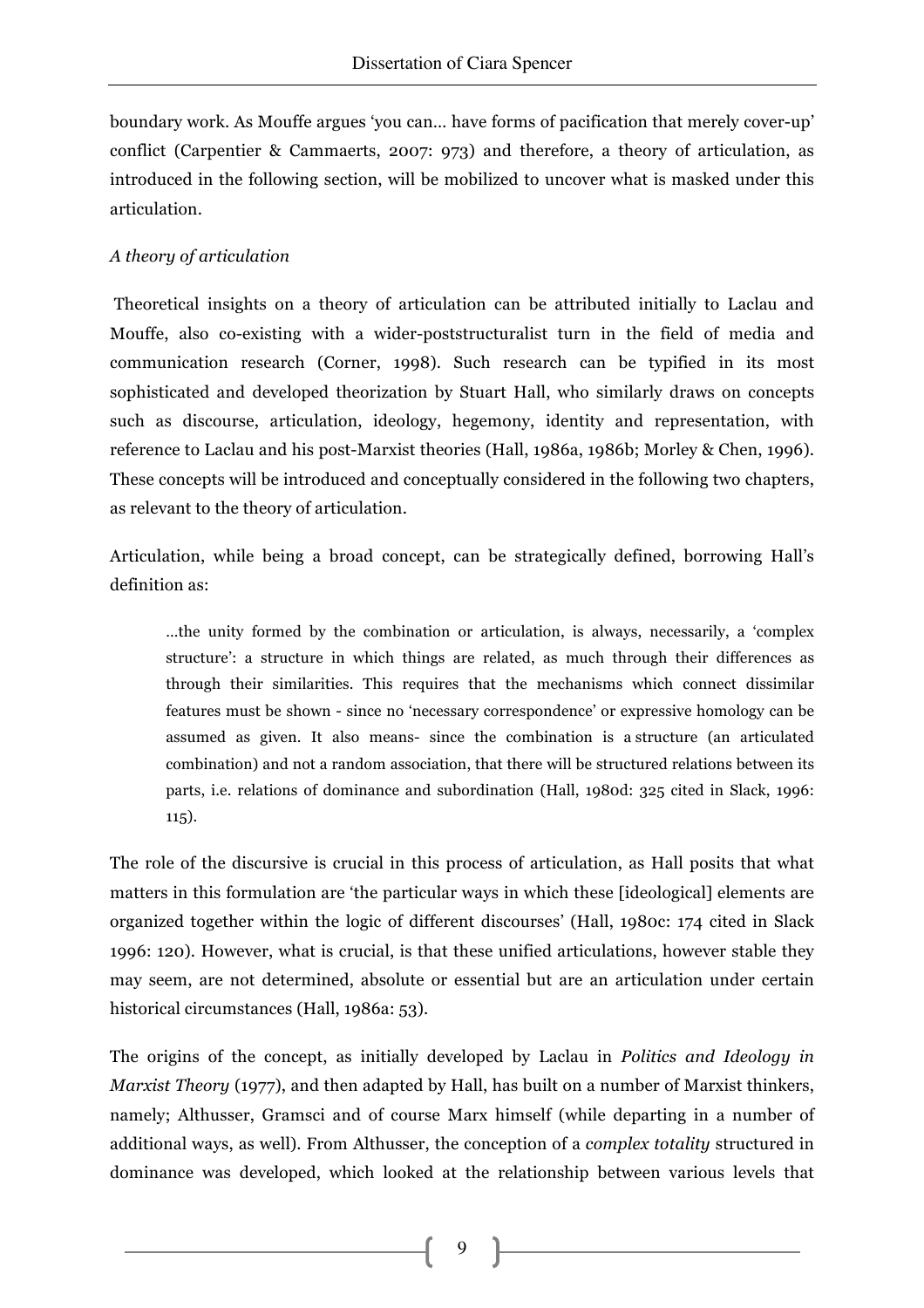boundary work. As Mouffe argues 'you can… have forms of pacification that merely cover-up' conflict (Carpentier & Cammaerts, 2007: 973) and therefore, a theory of articulation, as introduced in the following section, will be mobilized to uncover what is masked under this articulation.

### *A theory of articulation*

Theoretical insights on a theory of articulation can be attributed initially to Laclau and Mouffe, also co-existing with a wider-poststructuralist turn in the field of media and communication research (Corner, 1998). Such research can be typified in its most sophisticated and developed theorization by Stuart Hall, who similarly draws on concepts such as discourse, articulation, ideology, hegemony, identity and representation, with reference to Laclau and his post-Marxist theories (Hall, 1986a, 1986b; Morley & Chen, 1996). These concepts will be introduced and conceptually considered in the following two chapters, as relevant to the theory of articulation.

Articulation, while being a broad concept, can be strategically defined, borrowing Hall's definition as:

> …the unity formed by the combination or articulation, is always, necessarily, a 'complex structure': a structure in which things are related, as much through their differences as through their similarities. This requires that the mechanisms which connect dissimilar features must be shown - since no 'necessary correspondence' or expressive homology can be assumed as given. It also means- since the combination is a structure (an articulated combination) and not a random association, that there will be structured relations between its parts, i.e. relations of dominance and subordination (Hall, 1980d: 325 cited in Slack, 1996: 115).

The role of the discursive is crucial in this process of articulation, as Hall posits that what matters in this formulation are 'the particular ways in which these [ideological] elements are organized together within the logic of different discourses' (Hall, 1980c: 174 cited in Slack 1996: 120). However, what is crucial, is that these unified articulations, however stable they may seem, are not determined, absolute or essential but are an articulation under certain historical circumstances (Hall, 1986a: 53).

The origins of the concept, as initially developed by Laclau in *Politics and Ideology in Marxist Theory* (1977), and then adapted by Hall, has built on a number of Marxist thinkers, namely; Althusser, Gramsci and of course Marx himself (while departing in a number of additional ways, as well). From Althusser, the conception of a *complex totality* structured in dominance was developed, which looked at the relationship between various levels that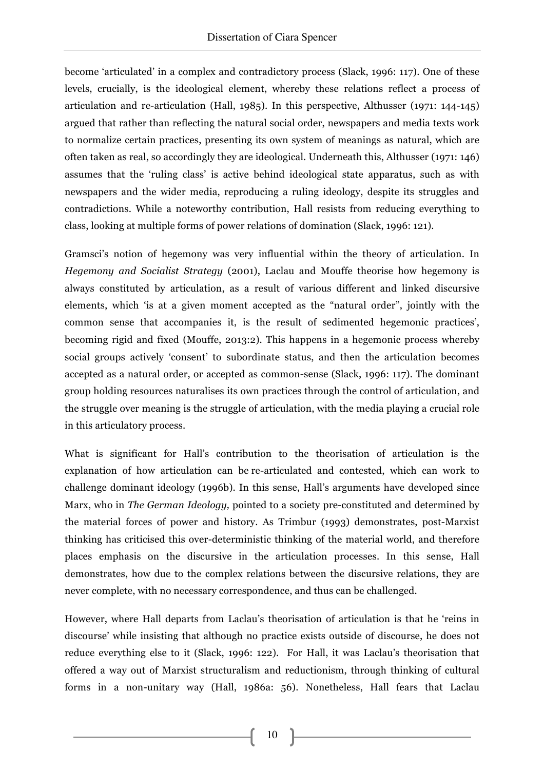become 'articulated' in a complex and contradictory process (Slack, 1996: 117). One of these levels, crucially, is the ideological element, whereby these relations reflect a process of articulation and re-articulation (Hall, 1985). In this perspective, Althusser (1971: 144-145) argued that rather than reflecting the natural social order, newspapers and media texts work to normalize certain practices, presenting its own system of meanings as natural, which are often taken as real, so accordingly they are ideological. Underneath this, Althusser (1971: 146) assumes that the 'ruling class' is active behind ideological state apparatus, such as with newspapers and the wider media, reproducing a ruling ideology, despite its struggles and contradictions. While a noteworthy contribution, Hall resists from reducing everything to class, looking at multiple forms of power relations of domination (Slack, 1996: 121).

Gramsci's notion of hegemony was very influential within the theory of articulation. In *Hegemony and Socialist Strategy* (2001), Laclau and Mouffe theorise how hegemony is always constituted by articulation, as a result of various different and linked discursive elements, which 'is at a given moment accepted as the "natural order", jointly with the common sense that accompanies it, is the result of sedimented hegemonic practices', becoming rigid and fixed (Mouffe, 2013:2). This happens in a hegemonic process whereby social groups actively 'consent' to subordinate status, and then the articulation becomes accepted as a natural order, or accepted as common-sense (Slack, 1996: 117). The dominant group holding resources naturalises its own practices through the control of articulation, and the struggle over meaning is the struggle of articulation, with the media playing a crucial role in this articulatory process.

What is significant for Hall's contribution to the theorisation of articulation is the explanation of how articulation can be re-articulated and contested, which can work to challenge dominant ideology (1996b). In this sense, Hall's arguments have developed since Marx, who in *The German Ideology,* pointed to a society pre-constituted and determined by the material forces of power and history. As Trimbur (1993) demonstrates, post-Marxist thinking has criticised this over-deterministic thinking of the material world, and therefore places emphasis on the discursive in the articulation processes. In this sense, Hall demonstrates, how due to the complex relations between the discursive relations, they are never complete, with no necessary correspondence, and thus can be challenged.

However, where Hall departs from Laclau's theorisation of articulation is that he 'reins in discourse' while insisting that although no practice exists outside of discourse, he does not reduce everything else to it (Slack, 1996: 122). For Hall, it was Laclau's theorisation that offered a way out of Marxist structuralism and reductionism, through thinking of cultural forms in a non-unitary way (Hall, 1986a: 56). Nonetheless, Hall fears that Laclau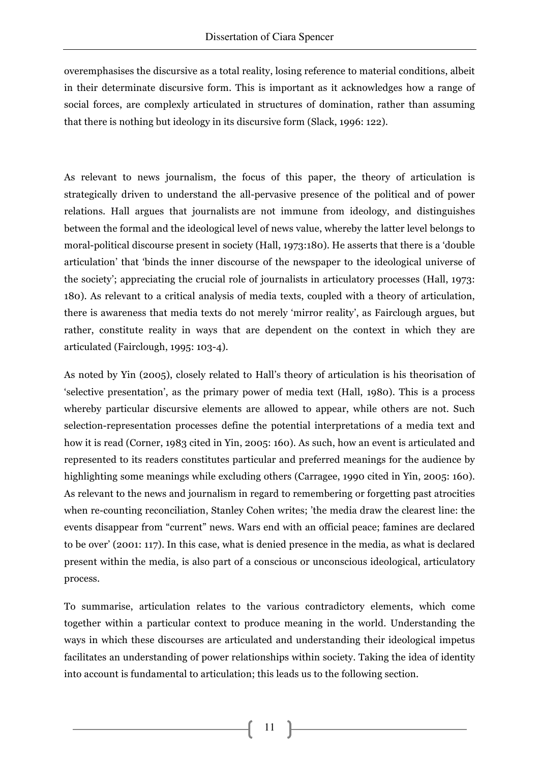overemphasises the discursive as a total reality, losing reference to material conditions, albeit in their determinate discursive form. This is important as it acknowledges how a range of social forces, are complexly articulated in structures of domination, rather than assuming that there is nothing but ideology in its discursive form (Slack, 1996: 122).

As relevant to news journalism, the focus of this paper, the theory of articulation is strategically driven to understand the all-pervasive presence of the political and of power relations. Hall argues that journalists are not immune from ideology, and distinguishes between the formal and the ideological level of news value, whereby the latter level belongs to moral-political discourse present in society (Hall, 1973:180). He asserts that there is a 'double articulation' that 'binds the inner discourse of the newspaper to the ideological universe of the society'; appreciating the crucial role of journalists in articulatory processes (Hall, 1973: 180). As relevant to a critical analysis of media texts, coupled with a theory of articulation, there is awareness that media texts do not merely 'mirror reality', as Fairclough argues, but rather, constitute reality in ways that are dependent on the context in which they are articulated (Fairclough, 1995: 103-4).

As noted by Yin (2005), closely related to Hall's theory of articulation is his theorisation of 'selective presentation', as the primary power of media text (Hall, 1980). This is a process whereby particular discursive elements are allowed to appear, while others are not. Such selection-representation processes define the potential interpretations of a media text and how it is read (Corner, 1983 cited in Yin, 2005: 160). As such, how an event is articulated and represented to its readers constitutes particular and preferred meanings for the audience by highlighting some meanings while excluding others (Carragee, 1990 cited in Yin, 2005: 160). As relevant to the news and journalism in regard to remembering or forgetting past atrocities when re-counting reconciliation, Stanley Cohen writes; 'the media draw the clearest line: the events disappear from "current" news. Wars end with an official peace; famines are declared to be over' (2001: 117). In this case, what is denied presence in the media, as what is declared present within the media, is also part of a conscious or unconscious ideological, articulatory process.

To summarise, articulation relates to the various contradictory elements, which come together within a particular context to produce meaning in the world. Understanding the ways in which these discourses are articulated and understanding their ideological impetus facilitates an understanding of power relationships within society. Taking the idea of identity into account is fundamental to articulation; this leads us to the following section.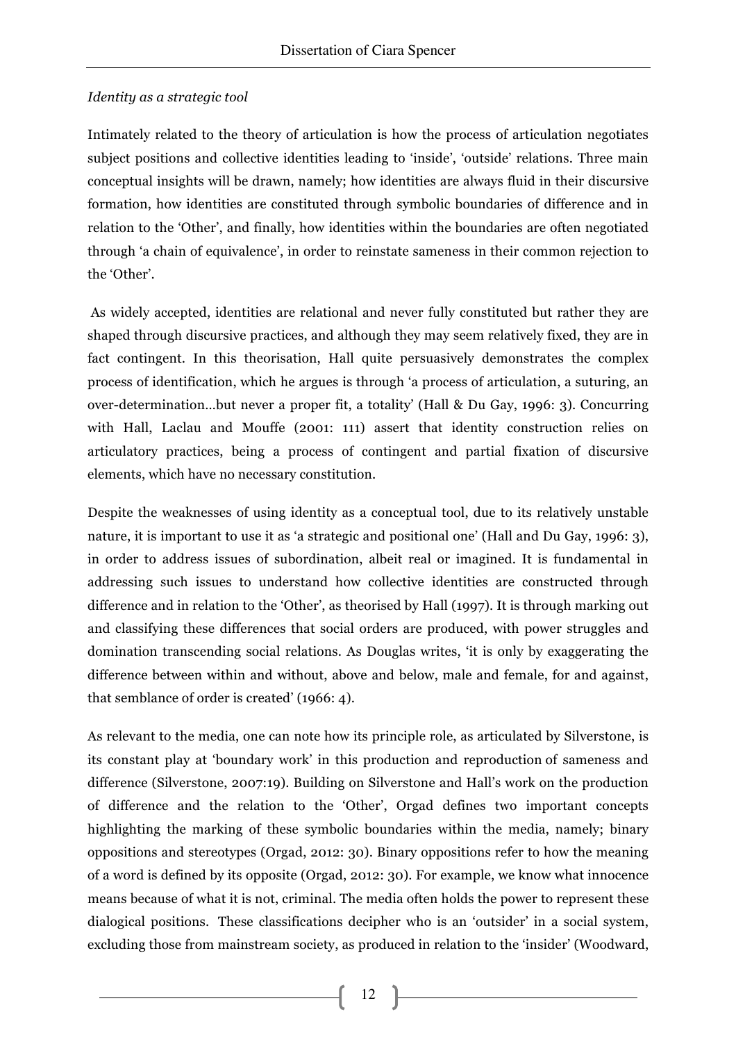*Identity as a strategic tool*

Intimately related to the theory of articulation is how the process of articulation negotiates subject positions and collective identities leading to 'inside', 'outside' relations. Three main conceptual insights will be drawn, namely; how identities are always fluid in their discursive formation, how identities are constituted through symbolic boundaries of difference and in relation to the 'Other', and finally, how identities within the boundaries are often negotiated through 'a chain of equivalence', in order to reinstate sameness in their common rejection to the 'Other'.

As widely accepted, identities are relational and never fully constituted but rather they are shaped through discursive practices, and although they may seem relatively fixed, they are in fact contingent. In this theorisation, Hall quite persuasively demonstrates the complex process of identification, which he argues is through 'a process of articulation, a suturing, an over-determination…but never a proper fit, a totality' (Hall & Du Gay, 1996: 3). Concurring with Hall, Laclau and Mouffe (2001: 111) assert that identity construction relies on articulatory practices, being a process of contingent and partial fixation of discursive elements, which have no necessary constitution.

Despite the weaknesses of using identity as a conceptual tool, due to its relatively unstable nature, it is important to use it as 'a strategic and positional one' (Hall and Du Gay, 1996: 3), in order to address issues of subordination, albeit real or imagined. It is fundamental in addressing such issues to understand how collective identities are constructed through difference and in relation to the 'Other', as theorised by Hall (1997). It is through marking out and classifying these differences that social orders are produced, with power struggles and domination transcending social relations. As Douglas writes, 'it is only by exaggerating the difference between within and without, above and below, male and female, for and against, that semblance of order is created' (1966: 4).

As relevant to the media, one can note how its principle role, as articulated by Silverstone, is its constant play at 'boundary work' in this production and reproduction of sameness and difference (Silverstone, 2007:19). Building on Silverstone and Hall's work on the production of difference and the relation to the 'Other', Orgad defines two important concepts highlighting the marking of these symbolic boundaries within the media, namely; binary oppositions and stereotypes (Orgad, 2012: 30). Binary oppositions refer to how the meaning of a word is defined by its opposite (Orgad, 2012: 30). For example, we know what innocence means because of what it is not, criminal. The media often holds the power to represent these dialogical positions. These classifications decipher who is an 'outsider' in a social system, excluding those from mainstream society, as produced in relation to the 'insider' (Woodward,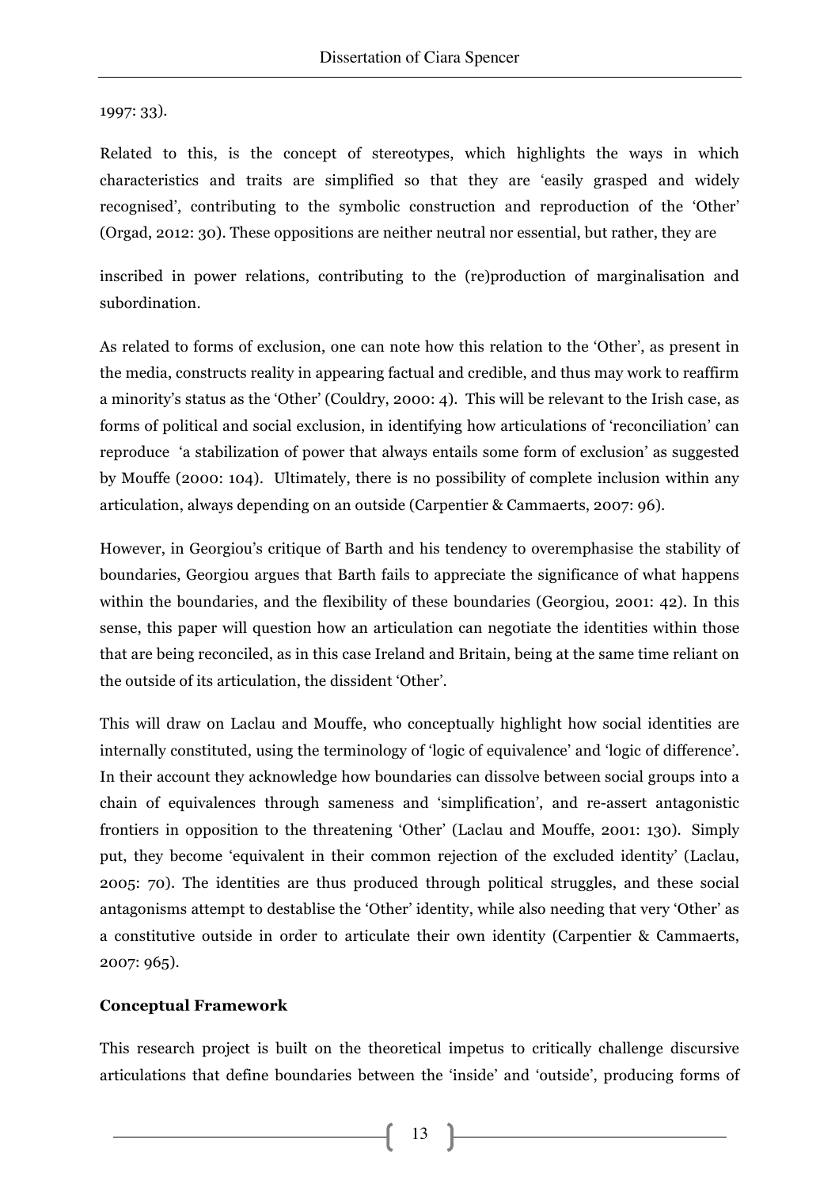1997: 33).

Related to this, is the concept of stereotypes, which highlights the ways in which characteristics and traits are simplified so that they are 'easily grasped and widely recognised', contributing to the symbolic construction and reproduction of the 'Other' (Orgad, 2012: 30). These oppositions are neither neutral nor essential, but rather, they are

inscribed in power relations, contributing to the (re)production of marginalisation and subordination.

As related to forms of exclusion, one can note how this relation to the 'Other', as present in the media, constructs reality in appearing factual and credible, and thus may work to reaffirm a minority's status as the 'Other' (Couldry, 2000: 4). This will be relevant to the Irish case, as forms of political and social exclusion, in identifying how articulations of 'reconciliation' can reproduce 'a stabilization of power that always entails some form of exclusion' as suggested by Mouffe (2000: 104). Ultimately, there is no possibility of complete inclusion within any articulation, always depending on an outside (Carpentier & Cammaerts, 2007: 96).

However, in Georgiou's critique of Barth and his tendency to overemphasise the stability of boundaries, Georgiou argues that Barth fails to appreciate the significance of what happens within the boundaries, and the flexibility of these boundaries (Georgiou, 2001: 42). In this sense, this paper will question how an articulation can negotiate the identities within those that are being reconciled, as in this case Ireland and Britain, being at the same time reliant on the outside of its articulation, the dissident 'Other'.

This will draw on Laclau and Mouffe, who conceptually highlight how social identities are internally constituted, using the terminology of 'logic of equivalence' and 'logic of difference'. In their account they acknowledge how boundaries can dissolve between social groups into a chain of equivalences through sameness and 'simplification', and re-assert antagonistic frontiers in opposition to the threatening 'Other' (Laclau and Mouffe, 2001: 130). Simply put, they become 'equivalent in their common rejection of the excluded identity' (Laclau, 2005: 70). The identities are thus produced through political struggles, and these social antagonisms attempt to destablise the 'Other' identity, while also needing that very 'Other' as a constitutive outside in order to articulate their own identity (Carpentier & Cammaerts, 2007: 965).

**Conceptual Framework**

This research project is built on the theoretical impetus to critically challenge discursive articulations that define boundaries between the 'inside' and 'outside', producing forms of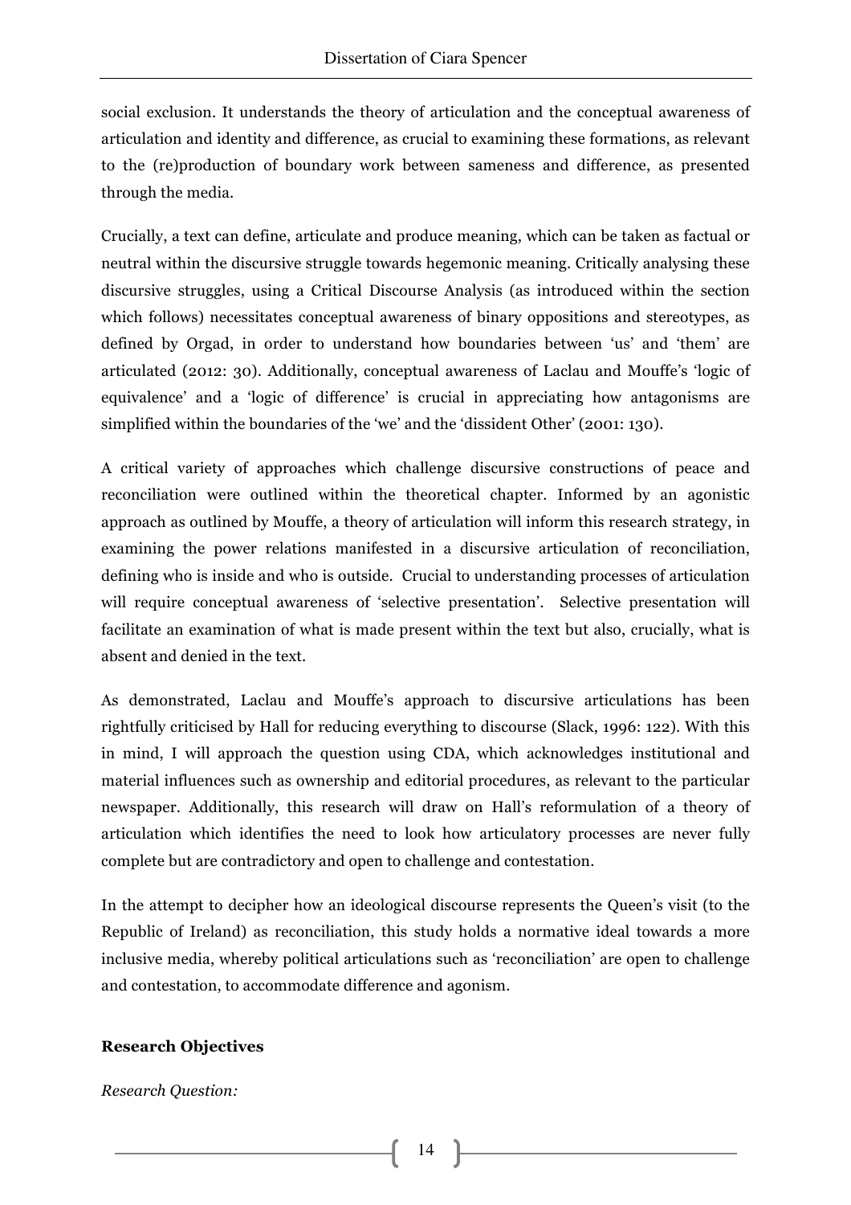social exclusion. It understands the theory of articulation and the conceptual awareness of articulation and identity and difference, as crucial to examining these formations, as relevant to the (re)production of boundary work between sameness and difference, as presented through the media.

Crucially, a text can define, articulate and produce meaning, which can be taken as factual or neutral within the discursive struggle towards hegemonic meaning. Critically analysing these discursive struggles, using a Critical Discourse Analysis (as introduced within the section which follows) necessitates conceptual awareness of binary oppositions and stereotypes, as defined by Orgad, in order to understand how boundaries between 'us' and 'them' are articulated (2012: 30). Additionally, conceptual awareness of Laclau and Mouffe's 'logic of equivalence' and a 'logic of difference' is crucial in appreciating how antagonisms are simplified within the boundaries of the 'we' and the 'dissident Other' (2001: 130).

A critical variety of approaches which challenge discursive constructions of peace and reconciliation were outlined within the theoretical chapter. Informed by an agonistic approach as outlined by Mouffe, a theory of articulation will inform this research strategy, in examining the power relations manifested in a discursive articulation of reconciliation, defining who is inside and who is outside. Crucial to understanding processes of articulation will require conceptual awareness of 'selective presentation'. Selective presentation will facilitate an examination of what is made present within the text but also, crucially, what is absent and denied in the text.

As demonstrated, Laclau and Mouffe's approach to discursive articulations has been rightfully criticised by Hall for reducing everything to discourse (Slack, 1996: 122). With this in mind, I will approach the question using CDA, which acknowledges institutional and material influences such as ownership and editorial procedures, as relevant to the particular newspaper. Additionally, this research will draw on Hall's reformulation of a theory of articulation which identifies the need to look how articulatory processes are never fully complete but are contradictory and open to challenge and contestation.

In the attempt to decipher how an ideological discourse represents the Queen's visit (to the Republic of Ireland) as reconciliation, this study holds a normative ideal towards a more inclusive media, whereby political articulations such as 'reconciliation' are open to challenge and contestation, to accommodate difference and agonism.

**Research Objectives**

*Research Question:*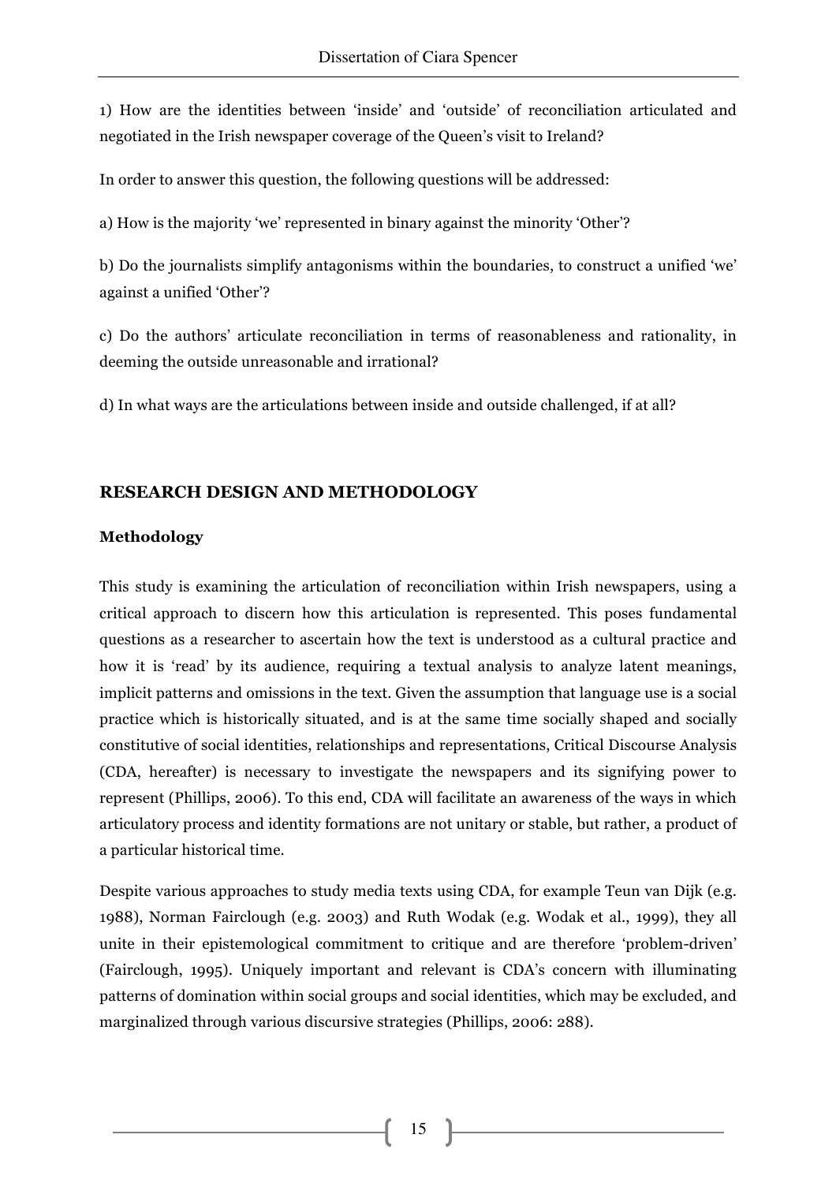1) How are the identities between 'inside' and 'outside' of reconciliation articulated and negotiated in the Irish newspaper coverage of the Queen's visit to Ireland?

In order to answer this question, the following questions will be addressed:

a) How is the majority 'we' represented in binary against the minority 'Other'?

b) Do the journalists simplify antagonisms within the boundaries, to construct a unified 'we' against a unified 'Other'?

c) Do the authors' articulate reconciliation in terms of reasonableness and rationality, in deeming the outside unreasonable and irrational?

d) In what ways are the articulations between inside and outside challenged, if at all?

## RESEARCH DESIGN AND METHODOLOGY

### Methodology

This study is examining the articulation of reconciliation within Irish newspapers, using a critical approach to discern how this articulation is represented. This poses fundamental questions as a researcher to ascertain how the text is understood as a cultural practice and how it is 'read' by its audience, requiring a textual analysis to analyze latent meanings, implicit patterns and omissions in the text. Given the assumption that language use is a social practice which is historically situated, and is at the same time socially shaped and socially constitutive of social identities, relationships and representations, Critical Discourse Analysis (CDA, hereafter) is necessary to investigate the newspapers and its signifying power to represent (Phillips, 2006). To this end, CDA will facilitate an awareness of the ways in which articulatory process and identity formations are not unitary or stable, but rather, a product of a particular historical time.

Despite various approaches to study media texts using CDA, for example Teun van Dijk (e.g. 1988), Norman Fairclough (e.g. 2003) and Ruth Wodak (e.g. Wodak et al., 1999), they all unite in their epistemological commitment to critique and are therefore 'problem-driven' (Fairclough, 1995). Uniquely important and relevant is CDA's concern with illuminating patterns of domination within social groups and social identities, which may be excluded, and marginalized through various discursive strategies (Phillips, 2006: 288).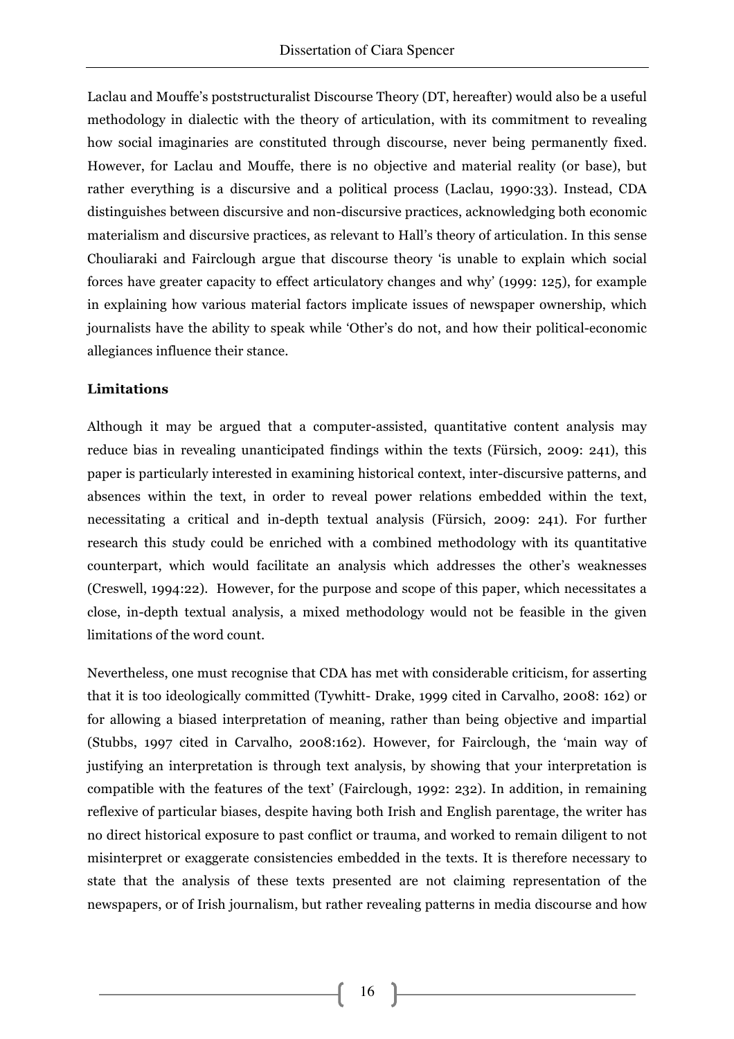Laclau and Mouffe's poststructuralist Discourse Theory (DT, hereafter) would also be a useful methodology in dialectic with the theory of articulation, with its commitment to revealing how social imaginaries are constituted through discourse, never being permanently fixed. However, for Laclau and Mouffe, there is no objective and material reality (or base), but rather everything is a discursive and a political process (Laclau, 1990:33). Instead, CDA distinguishes between discursive and non-discursive practices, acknowledging both economic materialism and discursive practices, as relevant to Hall's theory of articulation. In this sense Chouliaraki and Fairclough argue that discourse theory 'is unable to explain which social forces have greater capacity to effect articulatory changes and why' (1999: 125), for example in explaining how various material factors implicate issues of newspaper ownership, which journalists have the ability to speak while 'Other's do not, and how their political-economic allegiances influence their stance.

**Limitations**

Although it may be argued that a computer-assisted, quantitative content analysis may reduce bias in revealing unanticipated findings within the texts (Fürsich, 2009: 241), this paper is particularly interested in examining historical context, inter-discursive patterns, and absences within the text, in order to reveal power relations embedded within the text, necessitating a critical and in-depth textual analysis (Fürsich, 2009: 241). For further research this study could be enriched with a combined methodology with its quantitative counterpart, which would facilitate an analysis which addresses the other's weaknesses (Creswell, 1994:22). However, for the purpose and scope of this paper, which necessitates a close, in-depth textual analysis, a mixed methodology would not be feasible in the given limitations of the word count.

Nevertheless, one must recognise that CDA has met with considerable criticism, for asserting that it is too ideologically committed (Tywhitt- Drake, 1999 cited in Carvalho, 2008: 162) or for allowing a biased interpretation of meaning, rather than being objective and impartial (Stubbs, 1997 cited in Carvalho, 2008:162). However, for Fairclough, the 'main way of justifying an interpretation is through text analysis, by showing that your interpretation is compatible with the features of the text' (Fairclough, 1992: 232). In addition, in remaining reflexive of particular biases, despite having both Irish and English parentage, the writer has no direct historical exposure to past conflict or trauma, and worked to remain diligent to not misinterpret or exaggerate consistencies embedded in the texts. It is therefore necessary to state that the analysis of these texts presented are not claiming representation of the newspapers, or of Irish journalism, but rather revealing patterns in media discourse and how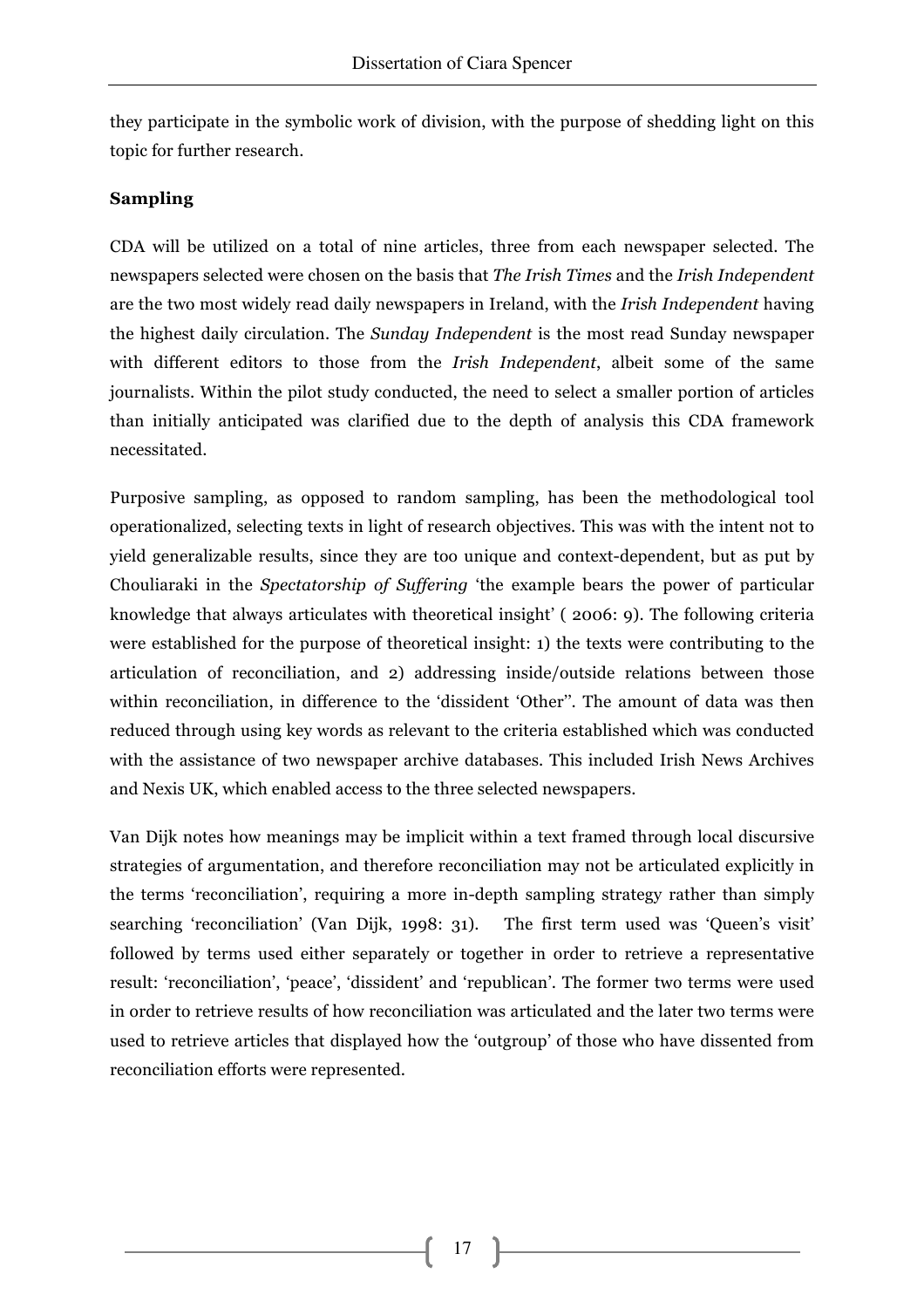they participate in the symbolic work of division, with the purpose of shedding light on this topic for further research.

**Sampling**

CDA will be utilized on a total of nine articles, three from each newspaper selected. The newspapers selected were chosen on the basis that *The Irish Times* and the *Irish Independent* are the two most widely read daily newspapers in Ireland, with the *Irish Independent* having the highest daily circulation. The *Sunday Independent* is the most read Sunday newspaper with different editors to those from the *Irish Independent*, albeit some of the same journalists. Within the pilot study conducted, the need to select a smaller portion of articles than initially anticipated was clarified due to the depth of analysis this CDA framework necessitated.

Purposive sampling, as opposed to random sampling, has been the methodological tool operationalized, selecting texts in light of research objectives. This was with the intent not to yield generalizable results, since they are too unique and context-dependent, but as put by Chouliaraki in the *Spectatorship of Suffering* 'the example bears the power of particular knowledge that always articulates with theoretical insight' ( 2006: 9). The following criteria were established for the purpose of theoretical insight: 1) the texts were contributing to the articulation of reconciliation, and 2) addressing inside/outside relations between those within reconciliation, in difference to the 'dissident 'Other''. The amount of data was then reduced through using key words as relevant to the criteria established which was conducted with the assistance of two newspaper archive databases. This included Irish News Archives and Nexis UK, which enabled access to the three selected newspapers.

Van Dijk notes how meanings may be implicit within a text framed through local discursive strategies of argumentation, and therefore reconciliation may not be articulated explicitly in the terms 'reconciliation', requiring a more in-depth sampling strategy rather than simply searching 'reconciliation' (Van Dijk, 1998: 31). The first term used was 'Queen's visit' followed by terms used either separately or together in order to retrieve a representative result: 'reconciliation', 'peace', 'dissident' and 'republican'. The former two terms were used in order to retrieve results of how reconciliation was articulated and the later two terms were used to retrieve articles that displayed how the 'outgroup' of those who have dissented from reconciliation efforts were represented.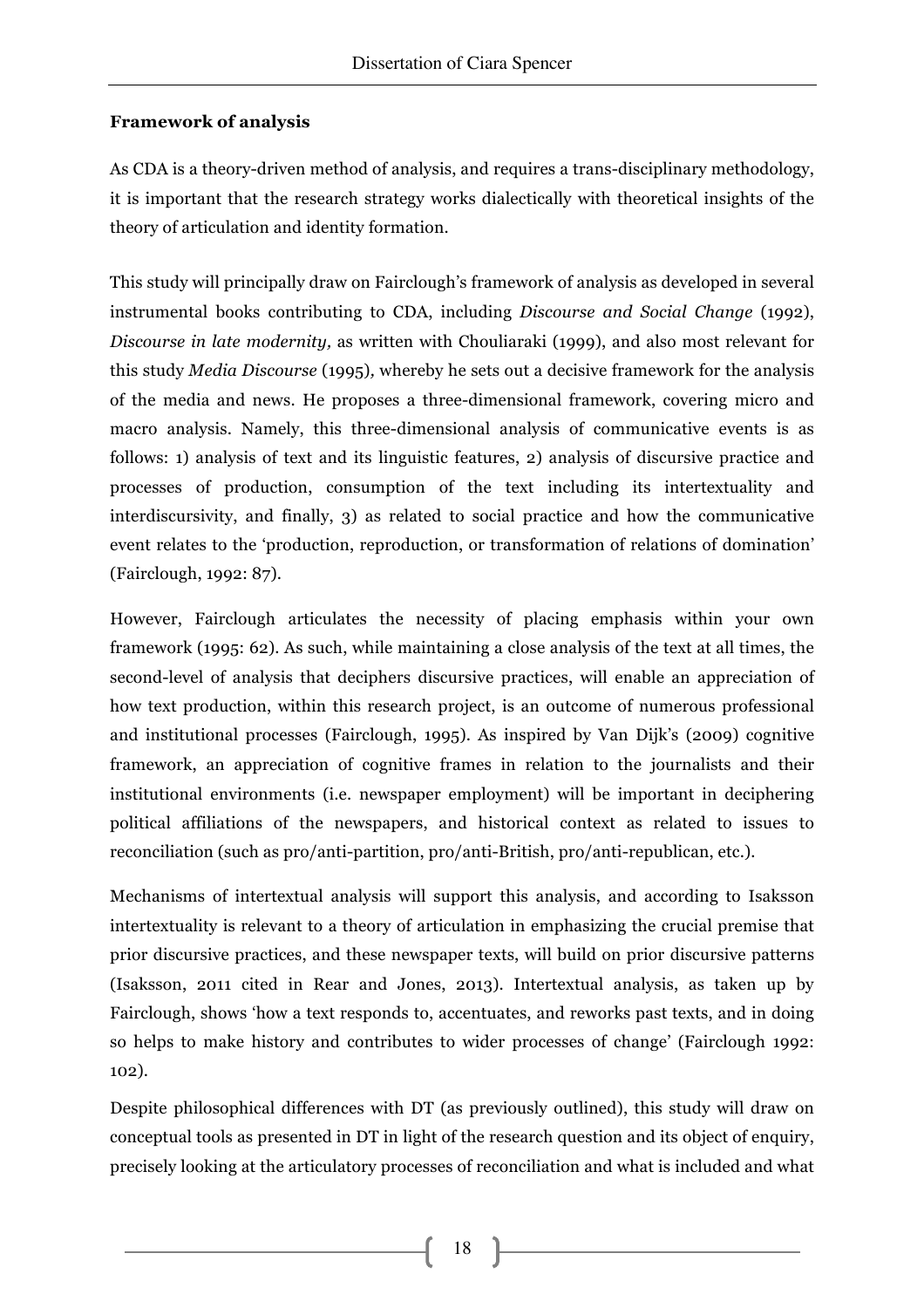**Framework of analysis**

As CDA is a theory-driven method of analysis, and requires a trans-disciplinary methodology, it is important that the research strategy works dialectically with theoretical insights of the theory of articulation and identity formation.

This study will principally draw on Fairclough's framework of analysis as developed in several instrumental books contributing to CDA, including *Discourse and Social Change* (1992), *Discourse in late modernity,* as written with Chouliaraki (1999), and also most relevant for this study *Media Discourse* (1995), whereby he sets out a decisive framework for the analysis of the media and news. He proposes a three-dimensional framework, covering micro and macro analysis. Namely, this three-dimensional analysis of communicative events is as follows: 1) analysis of text and its linguistic features, 2) analysis of discursive practice and processes of production, consumption of the text including its intertextuality and interdiscursivity, and finally, 3) as related to social practice and how the communicative event relates to the 'production, reproduction, or transformation of relations of domination' (Fairclough, 1992: 87).

However, Fairclough articulates the necessity of placing emphasis within your own framework (1995: 62). As such, while maintaining a close analysis of the text at all times, the second-level of analysis that deciphers discursive practices, will enable an appreciation of how text production, within this research project, is an outcome of numerous professional and institutional processes (Fairclough, 1995). As inspired by Van Dijk's (2009) cognitive framework, an appreciation of cognitive frames in relation to the journalists and their institutional environments (i.e. newspaper employment) will be important in deciphering political affiliations of the newspapers, and historical context as related to issues to reconciliation (such as pro/anti-partition, pro/anti-British, pro/anti-republican, etc.).

Mechanisms of intertextual analysis will support this analysis, and according to Isaksson intertextuality is relevant to a theory of articulation in emphasizing the crucial premise that prior discursive practices, and these newspaper texts, will build on prior discursive patterns (Isaksson, 2011 cited in Rear and Jones, 2013). Intertextual analysis, as taken up by Fairclough, shows 'how a text responds to, accentuates, and reworks past texts, and in doing so helps to make history and contributes to wider processes of change' (Fairclough 1992: 102).

Despite philosophical differences with DT (as previously outlined), this study will draw on conceptual tools as presented in DT in light of the research question and its object of enquiry, precisely looking at the articulatory processes of reconciliation and what is included and what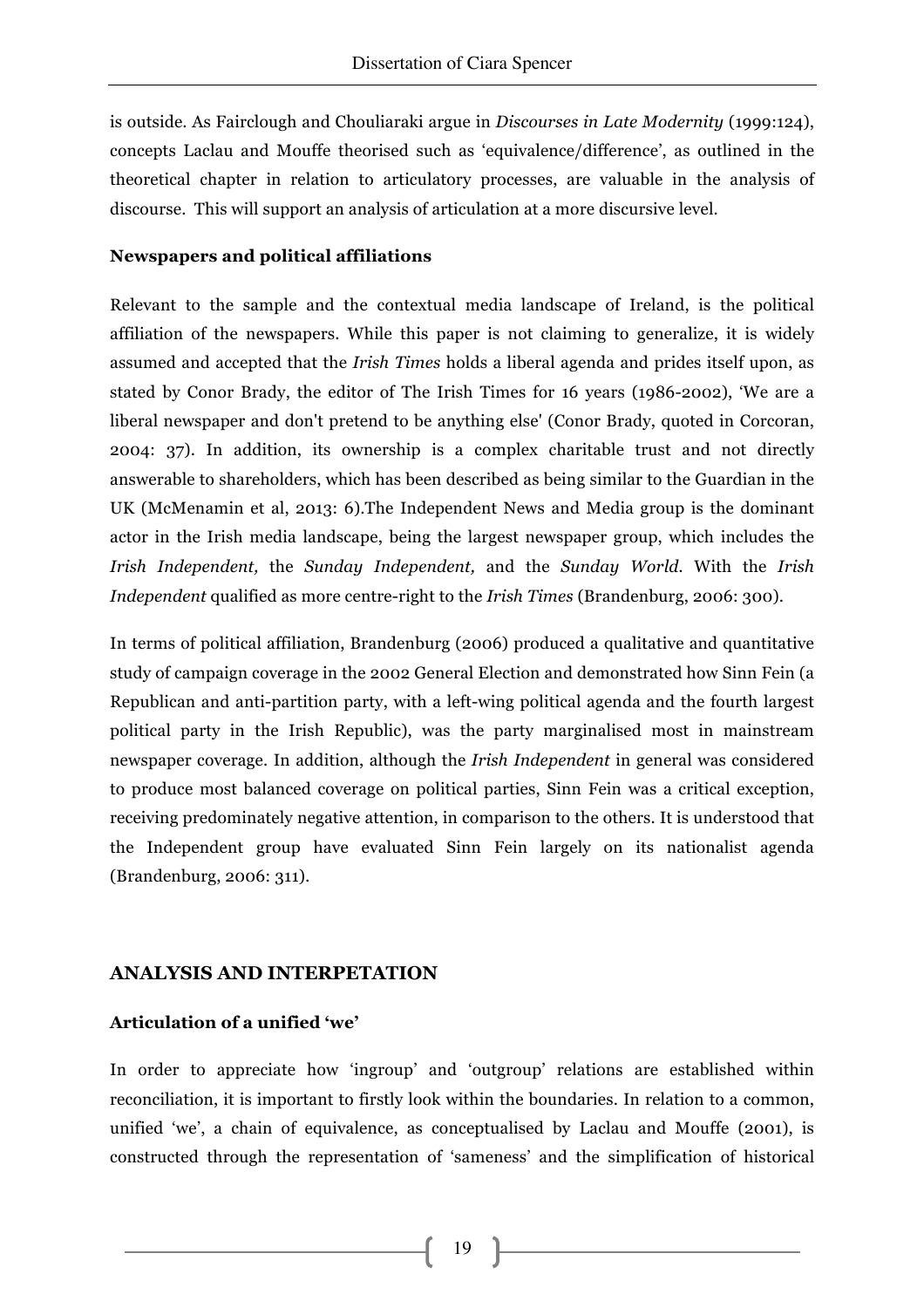is outside. As Fairclough and Chouliaraki argue in *Discourses in Late Modernity* (1999:124), concepts Laclau and Mouffe theorised such as 'equivalence/difference', as outlined in the theoretical chapter in relation to articulatory processes, are valuable in the analysis of discourse. This will support an analysis of articulation at a more discursive level.

**Newspapers and political affiliations**

Relevant to the sample and the contextual media landscape of Ireland, is the political affiliation of the newspapers. While this paper is not claiming to generalize, it is widely assumed and accepted that the *Irish Times* holds a liberal agenda and prides itself upon, as stated by Conor Brady, the editor of The Irish Times for 16 years (1986-2002), 'We are a liberal newspaper and don't pretend to be anything else' (Conor Brady, quoted in Corcoran, 2004: 37). In addition, its ownership is a complex charitable trust and not directly answerable to shareholders, which has been described as being similar to the Guardian in the UK (McMenamin et al, 2013: 6).The Independent News and Media group is the dominant actor in the Irish media landscape, being the largest newspaper group, which includes the *Irish Independent,* the *Sunday Independent,* and the *Sunday World.* With the *Irish Independent* qualified as more centre-right to the *Irish Times* (Brandenburg, 2006: 300).

In terms of political affiliation, Brandenburg (2006) produced a qualitative and quantitative study of campaign coverage in the 2002 General Election and demonstrated how Sinn Fein (a Republican and anti-partition party, with a left-wing political agenda and the fourth largest political party in the Irish Republic), was the party marginalised most in mainstream newspaper coverage. In addition, although the *Irish Independent* in general was considered to produce most balanced coverage on political parties, Sinn Fein was a critical exception, receiving predominately negative attention, in comparison to the others. It is understood that the Independent group have evaluated Sinn Fein largely on its nationalist agenda (Brandenburg, 2006: 311).

## ANALYSIS AND INTERPETATION

**Articulation of a unified 'we'**

In order to appreciate how 'ingroup' and 'outgroup' relations are established within reconciliation, it is important to firstly look within the boundaries. In relation to a common, unified 'we', a chain of equivalence, as conceptualised by Laclau and Mouffe (2001), is constructed through the representation of 'sameness' and the simplification of historical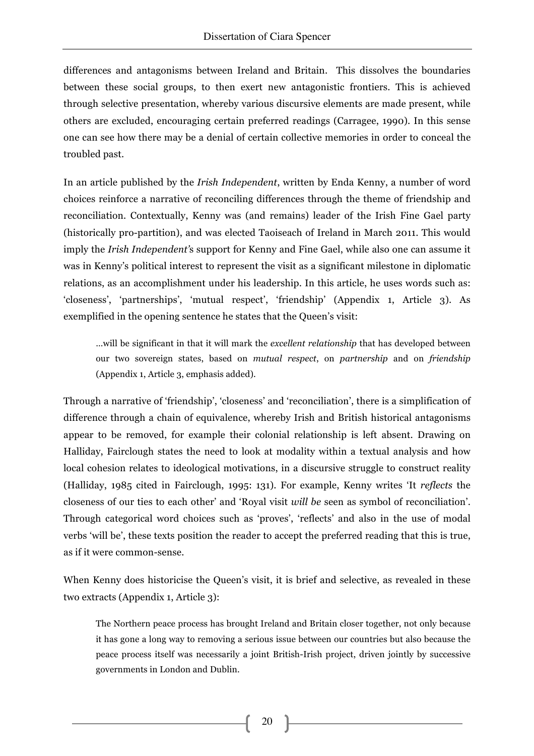differences and antagonisms between Ireland and Britain. This dissolves the boundaries between these social groups, to then exert new antagonistic frontiers. This is achieved through selective presentation, whereby various discursive elements are made present, while others are excluded, encouraging certain preferred readings (Carragee, 1990). In this sense one can see how there may be a denial of certain collective memories in order to conceal the troubled past.

In an article published by the *Irish Independent*, written by Enda Kenny, a number of word choices reinforce a narrative of reconciling differences through the theme of friendship and reconciliation. Contextually, Kenny was (and remains) leader of the Irish Fine Gael party (historically pro-partition), and was elected Taoiseach of Ireland in March 2011. This would imply the *Irish Independent'*s support for Kenny and Fine Gael, while also one can assume it was in Kenny's political interest to represent the visit as a significant milestone in diplomatic relations, as an accomplishment under his leadership. In this article, he uses words such as: 'closeness', 'partnerships', 'mutual respect', 'friendship' (Appendix 1, Article 3). As exemplified in the opening sentence he states that the Queen's visit:

> …will be significant in that it will mark the *excellent relationship* that has developed between our two sovereign states, based on *mutual respect*, on *partnership* and on *friendship* (Appendix 1, Article 3, emphasis added).

Through a narrative of 'friendship', 'closeness' and 'reconciliation', there is a simplification of difference through a chain of equivalence, whereby Irish and British historical antagonisms appear to be removed, for example their colonial relationship is left absent. Drawing on Halliday, Fairclough states the need to look at modality within a textual analysis and how local cohesion relates to ideological motivations, in a discursive struggle to construct reality (Halliday, 1985 cited in Fairclough, 1995: 131). For example, Kenny writes 'It *reflects* the closeness of our ties to each other' and 'Royal visit *will be* seen as symbol of reconciliation'. Through categorical word choices such as 'proves', 'reflects' and also in the use of modal verbs 'will be', these texts position the reader to accept the preferred reading that this is true, as if it were common-sense.

When Kenny does historicise the Queen's visit, it is brief and selective, as revealed in these two extracts (Appendix 1, Article 3):

> The Northern peace process has brought Ireland and Britain closer together, not only because it has gone a long way to removing a serious issue between our countries but also because the peace process itself was necessarily a joint British-Irish project, driven jointly by successive governments in London and Dublin.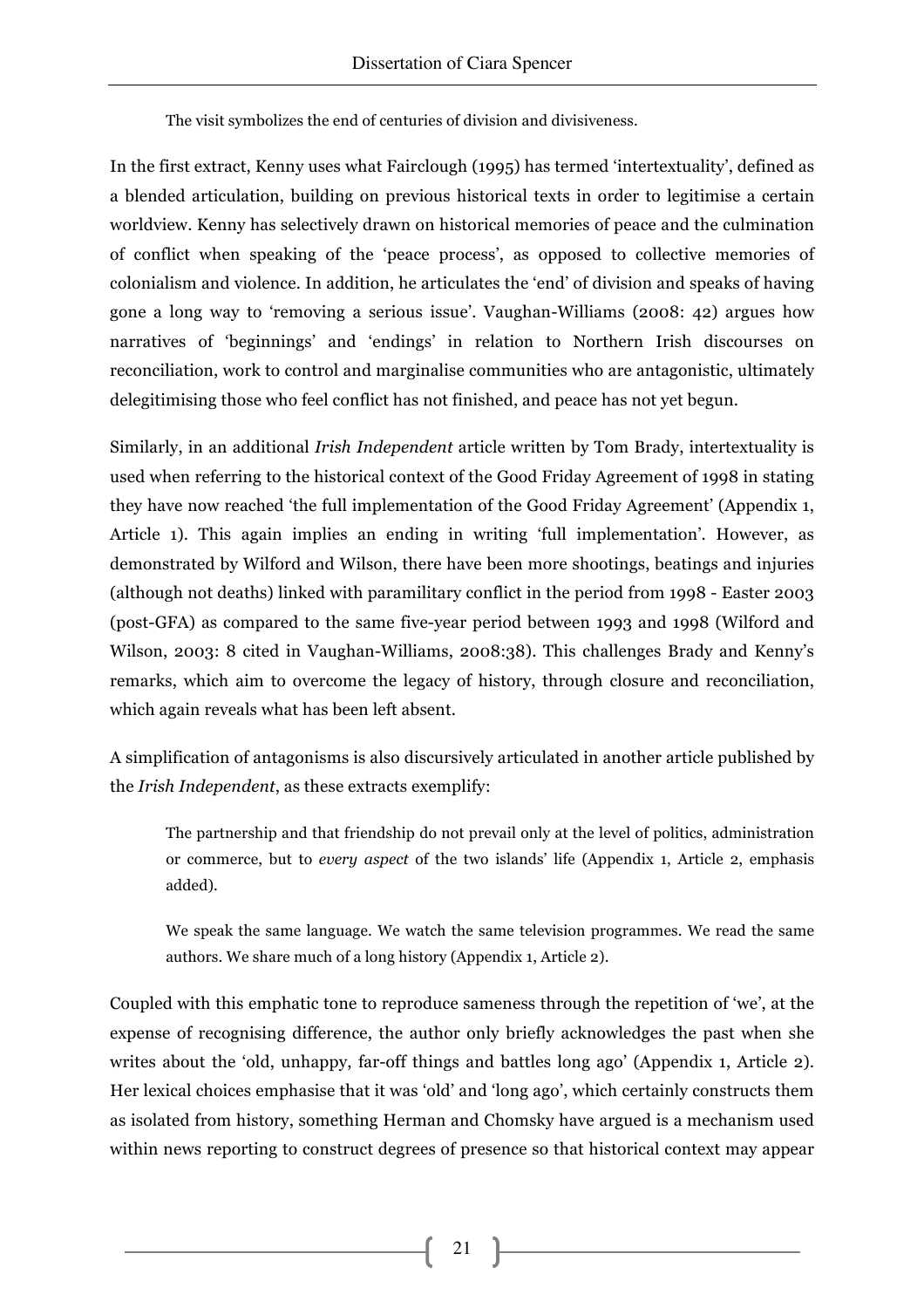> The visit symbolizes the end of centuries of division and divisiveness.

In the first extract, Kenny uses what Fairclough (1995) has termed 'intertextuality', defined as a blended articulation, building on previous historical texts in order to legitimise a certain worldview. Kenny has selectively drawn on historical memories of peace and the culmination of conflict when speaking of the 'peace process', as opposed to collective memories of colonialism and violence. In addition, he articulates the 'end' of division and speaks of having gone a long way to 'removing a serious issue'. Vaughan-Williams (2008: 42) argues how narratives of 'beginnings' and 'endings' in relation to Northern Irish discourses on reconciliation, work to control and marginalise communities who are antagonistic, ultimately delegitimising those who feel conflict has not finished, and peace has not yet begun.

Similarly, in an additional *Irish Independent* article written by Tom Brady, intertextuality is used when referring to the historical context of the Good Friday Agreement of 1998 in stating they have now reached 'the full implementation of the Good Friday Agreement' (Appendix 1, Article 1). This again implies an ending in writing 'full implementation'. However, as demonstrated by Wilford and Wilson, there have been more shootings, beatings and injuries (although not deaths) linked with paramilitary conflict in the period from 1998 - Easter 2003 (post-GFA) as compared to the same five-year period between 1993 and 1998 (Wilford and Wilson, 2003: 8 cited in Vaughan-Williams, 2008:38). This challenges Brady and Kenny's remarks, which aim to overcome the legacy of history, through closure and reconciliation, which again reveals what has been left absent.

A simplification of antagonisms is also discursively articulated in another article published by the *Irish Independent*, as these extracts exemplify:

> The partnership and that friendship do not prevail only at the level of politics, administration or commerce, but to *every aspect* of the two islands' life (Appendix 1, Article 2, emphasis added).

> We speak the same language. We watch the same television programmes. We read the same authors. We share much of a long history (Appendix 1, Article 2).

Coupled with this emphatic tone to reproduce sameness through the repetition of 'we', at the expense of recognising difference, the author only briefly acknowledges the past when she writes about the 'old, unhappy, far-off things and battles long ago' (Appendix 1, Article 2). Her lexical choices emphasise that it was 'old' and 'long ago', which certainly constructs them as isolated from history, something Herman and Chomsky have argued is a mechanism used within news reporting to construct degrees of presence so that historical context may appear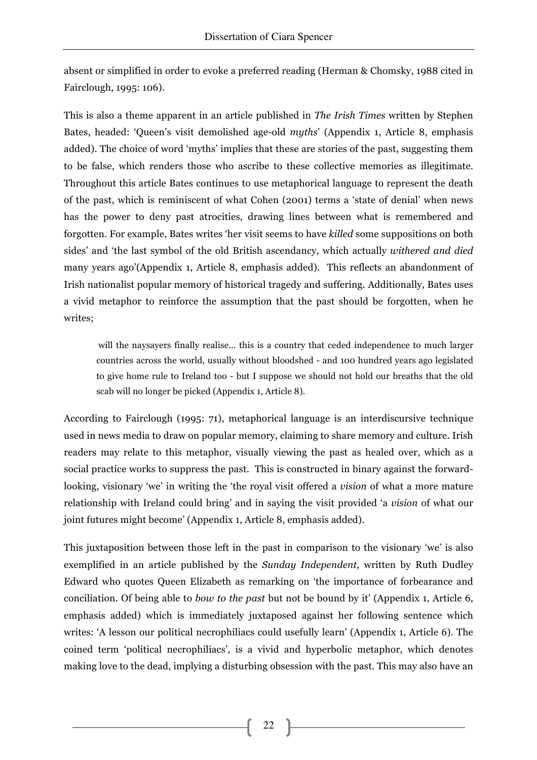absent or simplified in order to evoke a preferred reading (Herman & Chomsky, 1988 cited in Fairclough, 1995: 106).

This is also a theme apparent in an article published in *The Irish Times* written by Stephen Bates, headed: 'Queen's visit demolished age-old *myths*' (Appendix 1, Article 8, emphasis added). The choice of word 'myths' implies that these are stories of the past, suggesting them to be false, which renders those who ascribe to these collective memories as illegitimate. Throughout this article Bates continues to use metaphorical language to represent the death of the past, which is reminiscent of what Cohen (2001) terms a 'state of denial' when news has the power to deny past atrocities, drawing lines between what is remembered and forgotten. For example, Bates writes 'her visit seems to have *killed* some suppositions on both sides' and 'the last symbol of the old British ascendancy, which actually *withered and died* many years ago'(Appendix 1, Article 8, emphasis added). This reflects an abandonment of Irish nationalist popular memory of historical tragedy and suffering. Additionally, Bates uses a vivid metaphor to reinforce the assumption that the past should be forgotten, when he writes;

> will the naysayers finally realise... this is a country that ceded independence to much larger countries across the world, usually without bloodshed - and 100 hundred years ago legislated to give home rule to Ireland too - but I suppose we should not hold our breaths that the old scab will no longer be picked (Appendix 1, Article 8).

According to Fairclough (1995: 71), metaphorical language is an interdiscursive technique used in news media to draw on popular memory, claiming to share memory and culture. Irish readers may relate to this metaphor, visually viewing the past as healed over, which as a social practice works to suppress the past. This is constructed in binary against the forward-looking, visionary 'we' in writing the 'the royal visit offered a *vision* of what a more mature relationship with Ireland could bring' and in saying the visit provided 'a *vision* of what our joint futures might become' (Appendix 1, Article 8, emphasis added).

This juxtaposition between those left in the past in comparison to the visionary 'we' is also exemplified in an article published by the *Sunday Independent,* written by Ruth Dudley Edward who quotes Queen Elizabeth as remarking on 'the importance of forbearance and conciliation. Of being able to *bow to the past* but not be bound by it' (Appendix 1, Article 6, emphasis added) which is immediately juxtaposed against her following sentence which writes: 'A lesson our political necrophiliacs could usefully learn' (Appendix 1, Article 6). The coined term 'political necrophiliacs', is a vivid and hyperbolic metaphor, which denotes making love to the dead, implying a disturbing obsession with the past. This may also have an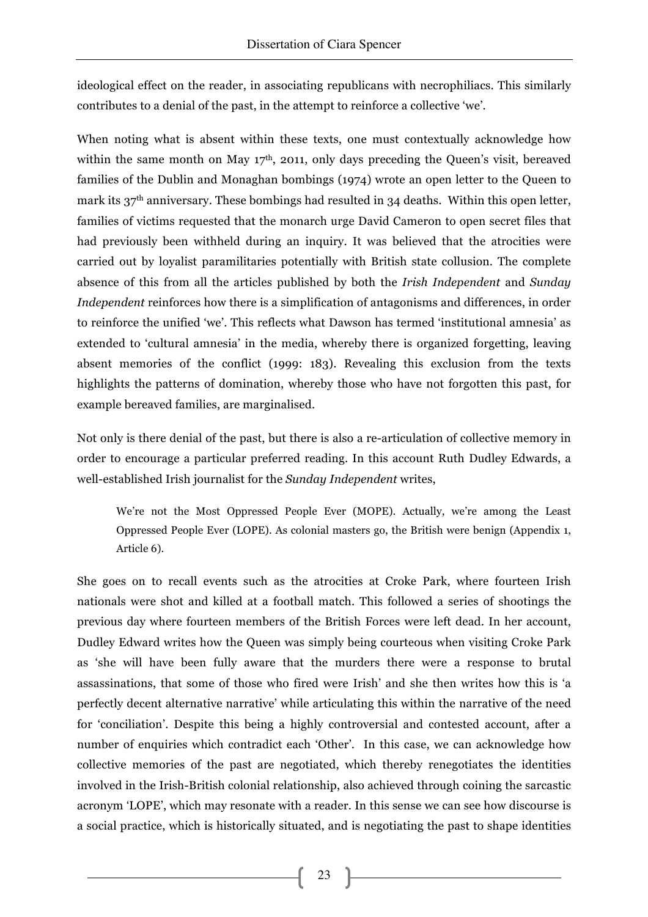ideological effect on the reader, in associating republicans with necrophiliacs. This similarly contributes to a denial of the past, in the attempt to reinforce a collective 'we'.

When noting what is absent within these texts, one must contextually acknowledge how within the same month on May 17th, 2011, only days preceding the Queen's visit, bereaved families of the Dublin and Monaghan bombings (1974) wrote an open letter to the Queen to mark its 37th anniversary. These bombings had resulted in 34 deaths. Within this open letter, families of victims requested that the monarch urge David Cameron to open secret files that had previously been withheld during an inquiry. It was believed that the atrocities were carried out by loyalist paramilitaries potentially with British state collusion. The complete absence of this from all the articles published by both the *Irish Independent* and *Sunday Independent* reinforces how there is a simplification of antagonisms and differences, in order to reinforce the unified 'we'. This reflects what Dawson has termed 'institutional amnesia' as extended to 'cultural amnesia' in the media, whereby there is organized forgetting, leaving absent memories of the conflict (1999: 183). Revealing this exclusion from the texts highlights the patterns of domination, whereby those who have not forgotten this past, for example bereaved families, are marginalised.

Not only is there denial of the past, but there is also a re-articulation of collective memory in order to encourage a particular preferred reading. In this account Ruth Dudley Edwards, a well-established Irish journalist for the *Sunday Independent* writes,

> We're not the Most Oppressed People Ever (MOPE). Actually, we're among the Least Oppressed People Ever (LOPE). As colonial masters go, the British were benign (Appendix 1, Article 6).

She goes on to recall events such as the atrocities at Croke Park, where fourteen Irish nationals were shot and killed at a football match. This followed a series of shootings the previous day where fourteen members of the British Forces were left dead. In her account, Dudley Edward writes how the Queen was simply being courteous when visiting Croke Park as 'she will have been fully aware that the murders there were a response to brutal assassinations, that some of those who fired were Irish' and she then writes how this is 'a perfectly decent alternative narrative' while articulating this within the narrative of the need for 'conciliation'. Despite this being a highly controversial and contested account, after a number of enquiries which contradict each 'Other'. In this case, we can acknowledge how collective memories of the past are negotiated, which thereby renegotiates the identities involved in the Irish-British colonial relationship, also achieved through coining the sarcastic acronym 'LOPE', which may resonate with a reader. In this sense we can see how discourse is a social practice, which is historically situated, and is negotiating the past to shape identities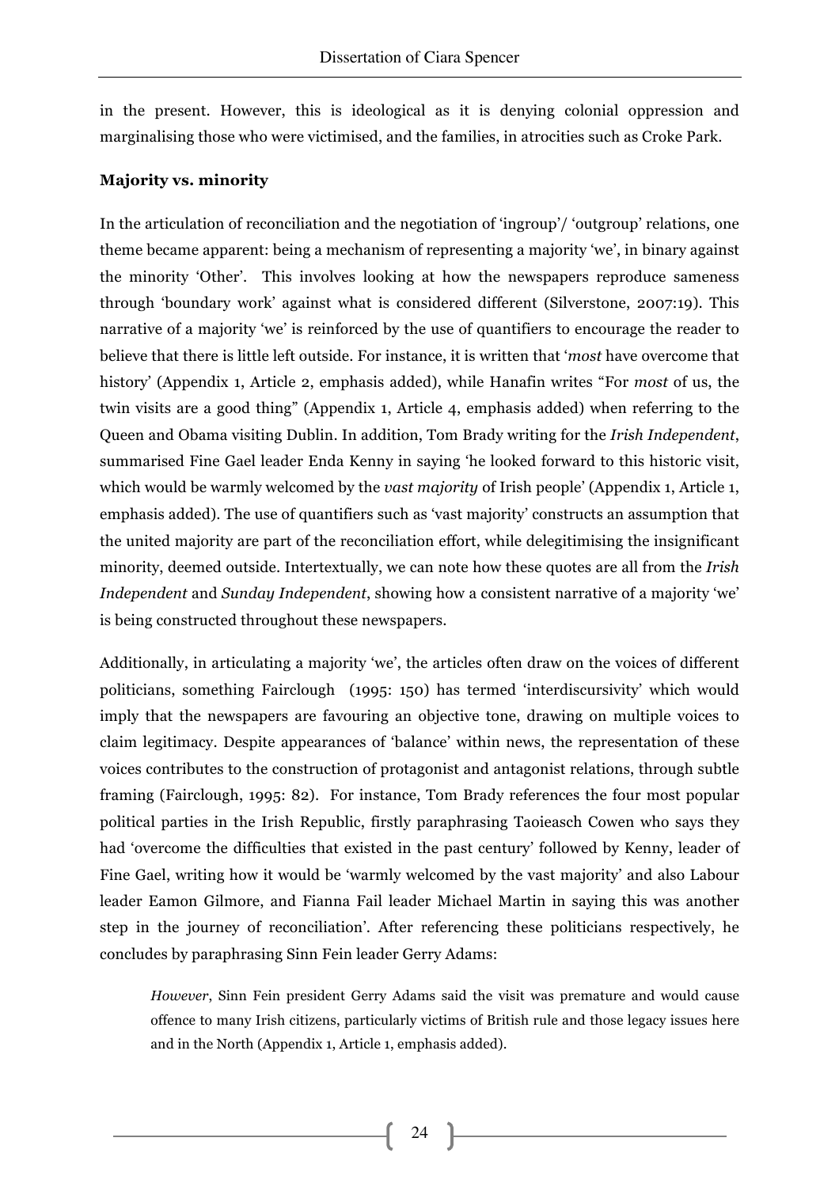in the present. However, this is ideological as it is denying colonial oppression and marginalising those who were victimised, and the families, in atrocities such as Croke Park.

**Majority vs. minority**

In the articulation of reconciliation and the negotiation of 'ingroup'/ 'outgroup' relations, one theme became apparent: being a mechanism of representing a majority 'we', in binary against the minority 'Other'. This involves looking at how the newspapers reproduce sameness through 'boundary work' against what is considered different (Silverstone, 2007:19). This narrative of a majority 'we' is reinforced by the use of quantifiers to encourage the reader to believe that there is little left outside. For instance, it is written that '*most* have overcome that history' (Appendix 1, Article 2, emphasis added), while Hanafin writes "For *most* of us, the twin visits are a good thing" (Appendix 1, Article 4, emphasis added) when referring to the Queen and Obama visiting Dublin. In addition, Tom Brady writing for the *Irish Independent*, summarised Fine Gael leader Enda Kenny in saying 'he looked forward to this historic visit, which would be warmly welcomed by the *vast majority* of Irish people' (Appendix 1, Article 1, emphasis added). The use of quantifiers such as 'vast majority' constructs an assumption that the united majority are part of the reconciliation effort, while delegitimising the insignificant minority, deemed outside. Intertextually, we can note how these quotes are all from the *Irish Independent* and *Sunday Independent*, showing how a consistent narrative of a majority 'we' is being constructed throughout these newspapers.

Additionally, in articulating a majority 'we', the articles often draw on the voices of different politicians, something Fairclough (1995: 150) has termed 'interdiscursivity' which would imply that the newspapers are favouring an objective tone, drawing on multiple voices to claim legitimacy. Despite appearances of 'balance' within news, the representation of these voices contributes to the construction of protagonist and antagonist relations, through subtle framing (Fairclough, 1995: 82). For instance, Tom Brady references the four most popular political parties in the Irish Republic, firstly paraphrasing Taoieasch Cowen who says they had 'overcome the difficulties that existed in the past century' followed by Kenny, leader of Fine Gael, writing how it would be 'warmly welcomed by the vast majority' and also Labour leader Eamon Gilmore, and Fianna Fail leader Michael Martin in saying this was another step in the journey of reconciliation'. After referencing these politicians respectively, he concludes by paraphrasing Sinn Fein leader Gerry Adams:

> *However*, Sinn Fein president Gerry Adams said the visit was premature and would cause offence to many Irish citizens, particularly victims of British rule and those legacy issues here and in the North (Appendix 1, Article 1, emphasis added).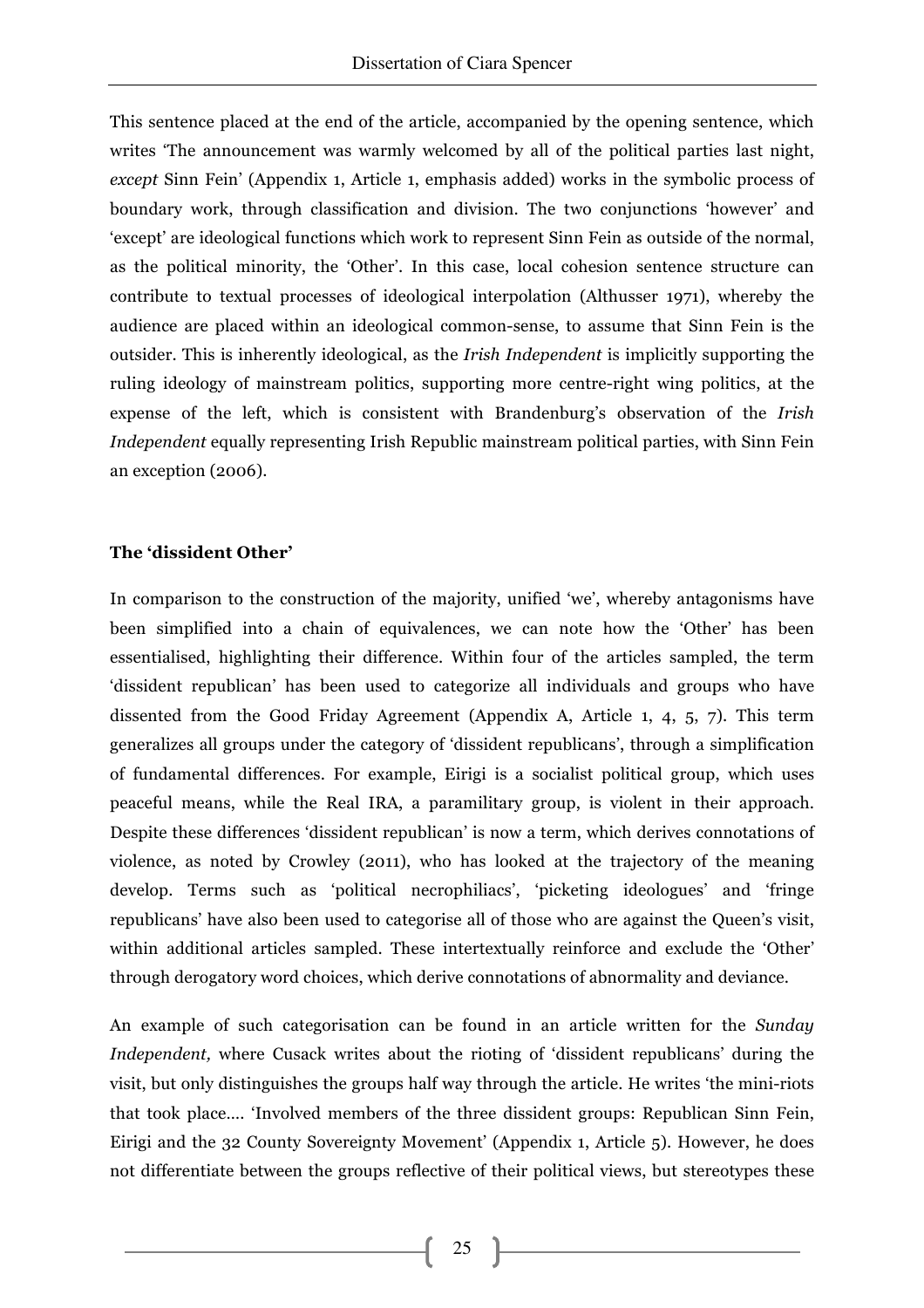This sentence placed at the end of the article, accompanied by the opening sentence, which writes 'The announcement was warmly welcomed by all of the political parties last night, *except* Sinn Fein' (Appendix 1, Article 1, emphasis added) works in the symbolic process of boundary work, through classification and division. The two conjunctions 'however' and 'except' are ideological functions which work to represent Sinn Fein as outside of the normal, as the political minority, the 'Other'. In this case, local cohesion sentence structure can contribute to textual processes of ideological interpolation (Althusser 1971), whereby the audience are placed within an ideological common-sense, to assume that Sinn Fein is the outsider. This is inherently ideological, as the *Irish Independent* is implicitly supporting the ruling ideology of mainstream politics, supporting more centre-right wing politics, at the expense of the left, which is consistent with Brandenburg's observation of the *Irish Independent* equally representing Irish Republic mainstream political parties, with Sinn Fein an exception (2006).

**The 'dissident Other'**

In comparison to the construction of the majority, unified 'we', whereby antagonisms have been simplified into a chain of equivalences, we can note how the 'Other' has been essentialised, highlighting their difference. Within four of the articles sampled, the term 'dissident republican' has been used to categorize all individuals and groups who have dissented from the Good Friday Agreement (Appendix A, Article 1, 4, 5, 7). This term generalizes all groups under the category of 'dissident republicans', through a simplification of fundamental differences. For example, Eirigi is a socialist political group, which uses peaceful means, while the Real IRA, a paramilitary group, is violent in their approach. Despite these differences 'dissident republican' is now a term, which derives connotations of violence, as noted by Crowley (2011), who has looked at the trajectory of the meaning develop. Terms such as 'political necrophiliacs', 'picketing ideologues' and 'fringe republicans' have also been used to categorise all of those who are against the Queen's visit, within additional articles sampled. These intertextually reinforce and exclude the 'Other' through derogatory word choices, which derive connotations of abnormality and deviance.

An example of such categorisation can be found in an article written for the *Sunday Independent,* where Cusack writes about the rioting of 'dissident republicans' during the visit, but only distinguishes the groups half way through the article. He writes 'the mini-riots that took place…. 'Involved members of the three dissident groups: Republican Sinn Fein, Eirigi and the 32 County Sovereignty Movement' (Appendix 1, Article 5). However, he does not differentiate between the groups reflective of their political views, but stereotypes these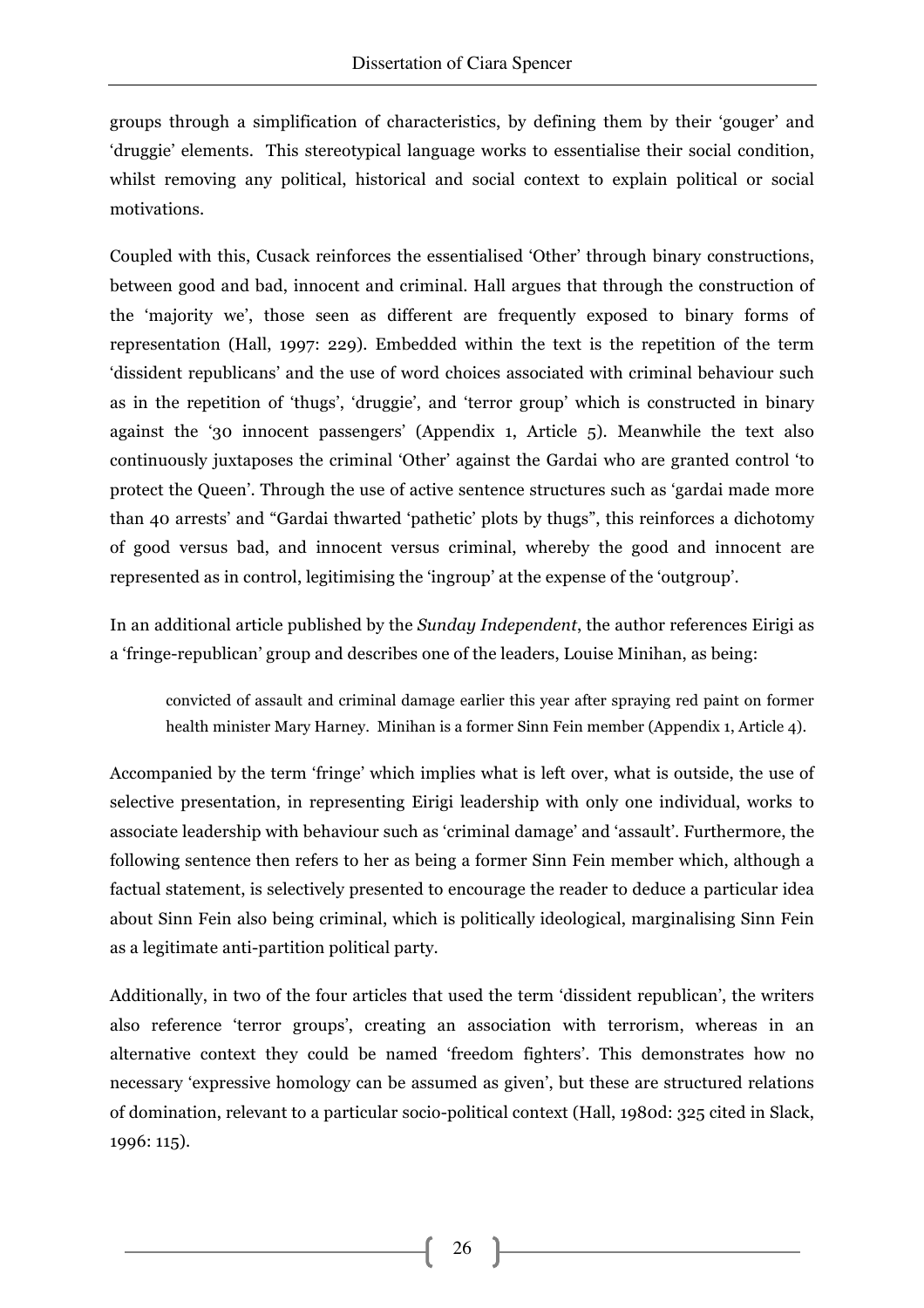groups through a simplification of characteristics, by defining them by their 'gouger' and 'druggie' elements. This stereotypical language works to essentialise their social condition, whilst removing any political, historical and social context to explain political or social motivations.

Coupled with this, Cusack reinforces the essentialised 'Other' through binary constructions, between good and bad, innocent and criminal. Hall argues that through the construction of the 'majority we', those seen as different are frequently exposed to binary forms of representation (Hall, 1997: 229). Embedded within the text is the repetition of the term 'dissident republicans' and the use of word choices associated with criminal behaviour such as in the repetition of 'thugs', 'druggie', and 'terror group' which is constructed in binary against the '30 innocent passengers' (Appendix 1, Article 5). Meanwhile the text also continuously juxtaposes the criminal 'Other' against the Gardai who are granted control 'to protect the Queen'. Through the use of active sentence structures such as 'gardai made more than 40 arrests' and "Gardai thwarted 'pathetic' plots by thugs", this reinforces a dichotomy of good versus bad, and innocent versus criminal, whereby the good and innocent are represented as in control, legitimising the 'ingroup' at the expense of the 'outgroup'.

In an additional article published by the *Sunday Independent*, the author references Eirigi as a 'fringe-republican' group and describes one of the leaders, Louise Minihan, as being:

> convicted of assault and criminal damage earlier this year after spraying red paint on former health minister Mary Harney. Minihan is a former Sinn Fein member (Appendix 1, Article 4).

Accompanied by the term 'fringe' which implies what is left over, what is outside, the use of selective presentation, in representing Eirigi leadership with only one individual, works to associate leadership with behaviour such as 'criminal damage' and 'assault'. Furthermore, the following sentence then refers to her as being a former Sinn Fein member which, although a factual statement, is selectively presented to encourage the reader to deduce a particular idea about Sinn Fein also being criminal, which is politically ideological, marginalising Sinn Fein as a legitimate anti-partition political party.

Additionally, in two of the four articles that used the term 'dissident republican', the writers also reference 'terror groups', creating an association with terrorism, whereas in an alternative context they could be named 'freedom fighters'. This demonstrates how no necessary 'expressive homology can be assumed as given', but these are structured relations of domination, relevant to a particular socio-political context (Hall, 1980d: 325 cited in Slack, 1996: 115).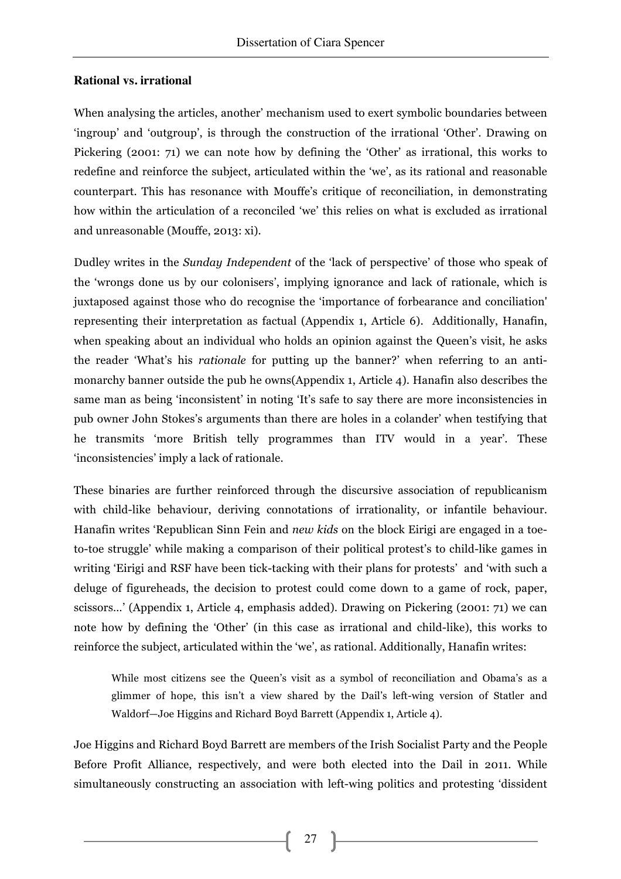**Rational vs. irrational**

When analysing the articles, another' mechanism used to exert symbolic boundaries between 'ingroup' and 'outgroup', is through the construction of the irrational 'Other'. Drawing on Pickering (2001: 71) we can note how by defining the 'Other' as irrational, this works to redefine and reinforce the subject, articulated within the 'we', as its rational and reasonable counterpart. This has resonance with Mouffe's critique of reconciliation, in demonstrating how within the articulation of a reconciled 'we' this relies on what is excluded as irrational and unreasonable (Mouffe, 2013: xi).

Dudley writes in the *Sunday Independent* of the 'lack of perspective' of those who speak of the 'wrongs done us by our colonisers', implying ignorance and lack of rationale, which is juxtaposed against those who do recognise the 'importance of forbearance and conciliation' representing their interpretation as factual (Appendix 1, Article 6). Additionally, Hanafin, when speaking about an individual who holds an opinion against the Queen's visit, he asks the reader 'What's his *rationale* for putting up the banner?' when referring to an anti-monarchy banner outside the pub he owns(Appendix 1, Article 4). Hanafin also describes the same man as being 'inconsistent' in noting 'It's safe to say there are more inconsistencies in pub owner John Stokes's arguments than there are holes in a colander' when testifying that he transmits 'more British telly programmes than ITV would in a year'. These 'inconsistencies' imply a lack of rationale.

These binaries are further reinforced through the discursive association of republicanism with child-like behaviour, deriving connotations of irrationality, or infantile behaviour. Hanafin writes 'Republican Sinn Fein and *new kids* on the block Eirigi are engaged in a toe-to-toe struggle' while making a comparison of their political protest's to child-like games in writing 'Eirigi and RSF have been tick-tacking with their plans for protests' and 'with such a deluge of figureheads, the decision to protest could come down to a game of rock, paper, scissors...' (Appendix 1, Article 4, emphasis added). Drawing on Pickering (2001: 71) we can note how by defining the 'Other' (in this case as irrational and child-like), this works to reinforce the subject, articulated within the 'we', as rational. Additionally, Hanafin writes:

> While most citizens see the Queen's visit as a symbol of reconciliation and Obama's as a glimmer of hope, this isn't a view shared by the Dail's left-wing version of Statler and Waldorf—Joe Higgins and Richard Boyd Barrett (Appendix 1, Article 4).

Joe Higgins and Richard Boyd Barrett are members of the Irish Socialist Party and the People Before Profit Alliance, respectively, and were both elected into the Dail in 2011. While simultaneously constructing an association with left-wing politics and protesting 'dissident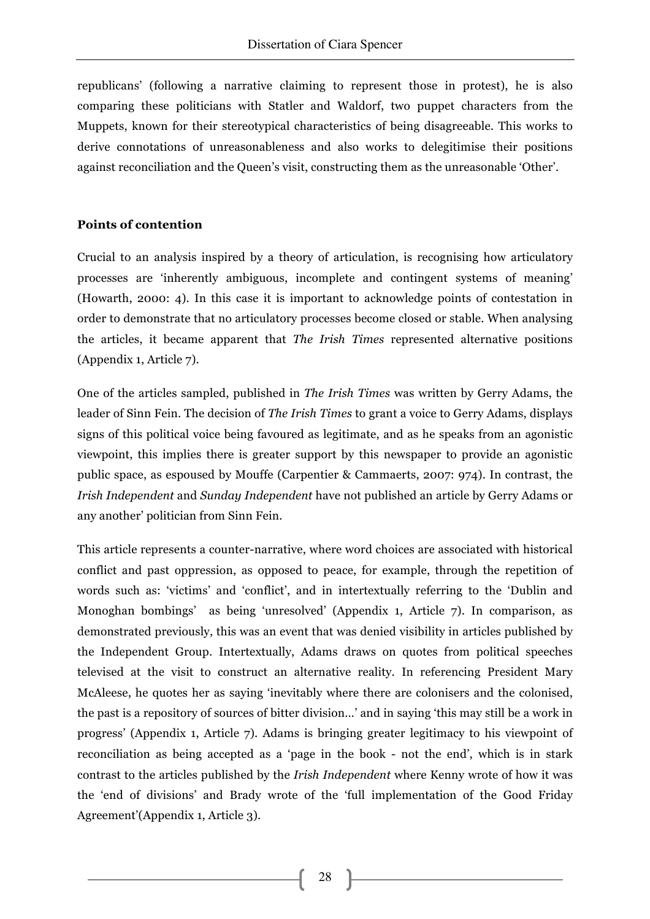republicans' (following a narrative claiming to represent those in protest), he is also comparing these politicians with Statler and Waldorf, two puppet characters from the Muppets, known for their stereotypical characteristics of being disagreeable. This works to derive connotations of unreasonableness and also works to delegitimise their positions against reconciliation and the Queen's visit, constructing them as the unreasonable 'Other'.

**Points of contention**

Crucial to an analysis inspired by a theory of articulation, is recognising how articulatory processes are 'inherently ambiguous, incomplete and contingent systems of meaning' (Howarth, 2000: 4). In this case it is important to acknowledge points of contestation in order to demonstrate that no articulatory processes become closed or stable. When analysing the articles, it became apparent that *The Irish Times* represented alternative positions (Appendix 1, Article 7).

One of the articles sampled, published in *The Irish Times* was written by Gerry Adams, the leader of Sinn Fein. The decision of *The Irish Times* to grant a voice to Gerry Adams, displays signs of this political voice being favoured as legitimate, and as he speaks from an agonistic viewpoint, this implies there is greater support by this newspaper to provide an agonistic public space, as espoused by Mouffe (Carpentier & Cammaerts, 2007: 974). In contrast, the *Irish Independent* and *Sunday Independent* have not published an article by Gerry Adams or any another' politician from Sinn Fein.

This article represents a counter-narrative, where word choices are associated with historical conflict and past oppression, as opposed to peace, for example, through the repetition of words such as: 'victims' and 'conflict', and in intertextually referring to the 'Dublin and Monoghan bombings' as being 'unresolved' (Appendix 1, Article 7). In comparison, as demonstrated previously, this was an event that was denied visibility in articles published by the Independent Group. Intertextually, Adams draws on quotes from political speeches televised at the visit to construct an alternative reality. In referencing President Mary McAleese, he quotes her as saying 'inevitably where there are colonisers and the colonised, the past is a repository of sources of bitter division…' and in saying 'this may still be a work in progress' (Appendix 1, Article 7). Adams is bringing greater legitimacy to his viewpoint of reconciliation as being accepted as a 'page in the book - not the end', which is in stark contrast to the articles published by the *Irish Independent* where Kenny wrote of how it was the 'end of divisions' and Brady wrote of the 'full implementation of the Good Friday Agreement'(Appendix 1, Article 3).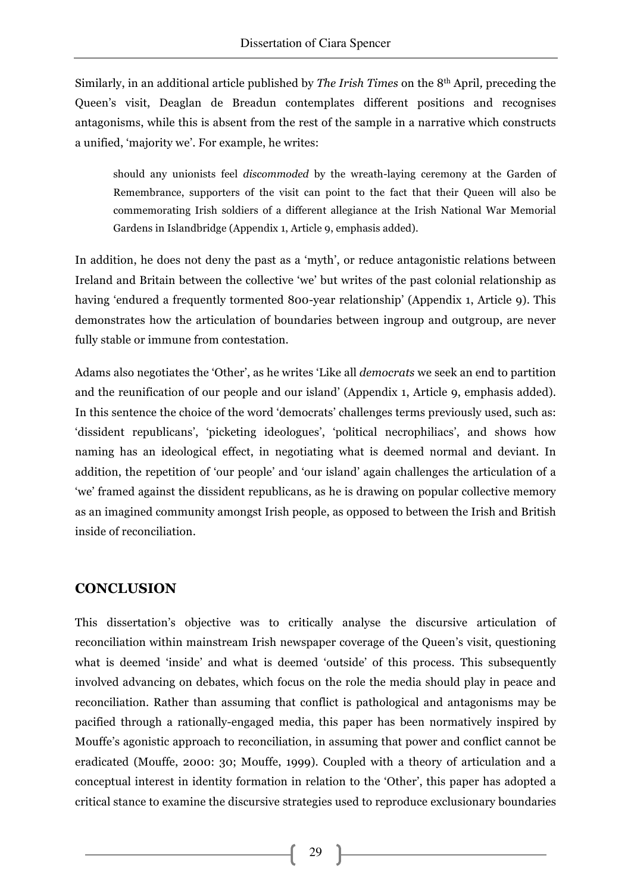Similarly, in an additional article published by *The Irish Times* on the 8th April, preceding the Queen's visit, Deaglan de Breadun contemplates different positions and recognises antagonisms, while this is absent from the rest of the sample in a narrative which constructs a unified, 'majority we'. For example, he writes:

> should any unionists feel *discommoded* by the wreath-laying ceremony at the Garden of Remembrance, supporters of the visit can point to the fact that their Queen will also be commemorating Irish soldiers of a different allegiance at the Irish National War Memorial Gardens in Islandbridge (Appendix 1, Article 9, emphasis added).

In addition, he does not deny the past as a 'myth', or reduce antagonistic relations between Ireland and Britain between the collective 'we' but writes of the past colonial relationship as having 'endured a frequently tormented 800-year relationship' (Appendix 1, Article 9). This demonstrates how the articulation of boundaries between ingroup and outgroup, are never fully stable or immune from contestation.

Adams also negotiates the 'Other', as he writes 'Like all *democrats* we seek an end to partition and the reunification of our people and our island' (Appendix 1, Article 9, emphasis added). In this sentence the choice of the word 'democrats' challenges terms previously used, such as: 'dissident republicans', 'picketing ideologues', 'political necrophiliacs', and shows how naming has an ideological effect, in negotiating what is deemed normal and deviant. In addition, the repetition of 'our people' and 'our island' again challenges the articulation of a 'we' framed against the dissident republicans, as he is drawing on popular collective memory as an imagined community amongst Irish people, as opposed to between the Irish and British inside of reconciliation.

## CONCLUSION

This dissertation's objective was to critically analyse the discursive articulation of reconciliation within mainstream Irish newspaper coverage of the Queen's visit, questioning what is deemed 'inside' and what is deemed 'outside' of this process. This subsequently involved advancing on debates, which focus on the role the media should play in peace and reconciliation. Rather than assuming that conflict is pathological and antagonisms may be pacified through a rationally-engaged media, this paper has been normatively inspired by Mouffe's agonistic approach to reconciliation, in assuming that power and conflict cannot be eradicated (Mouffe, 2000: 30; Mouffe, 1999). Coupled with a theory of articulation and a conceptual interest in identity formation in relation to the 'Other', this paper has adopted a critical stance to examine the discursive strategies used to reproduce exclusionary boundaries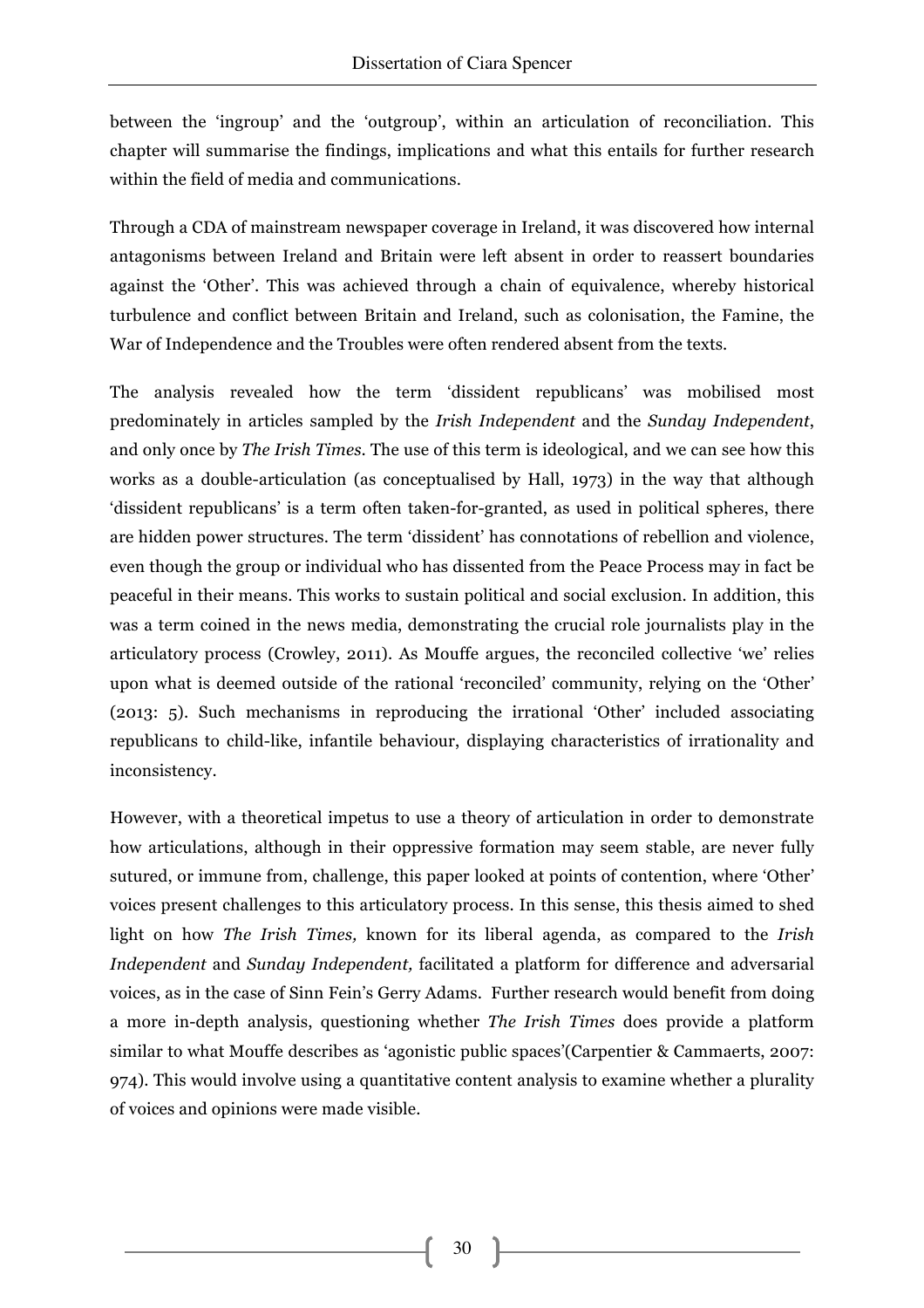between the 'ingroup' and the 'outgroup', within an articulation of reconciliation. This chapter will summarise the findings, implications and what this entails for further research within the field of media and communications.

Through a CDA of mainstream newspaper coverage in Ireland, it was discovered how internal antagonisms between Ireland and Britain were left absent in order to reassert boundaries against the 'Other'. This was achieved through a chain of equivalence, whereby historical turbulence and conflict between Britain and Ireland, such as colonisation, the Famine, the War of Independence and the Troubles were often rendered absent from the texts.

The analysis revealed how the term 'dissident republicans' was mobilised most predominately in articles sampled by the *Irish Independent* and the *Sunday Independent*, and only once by *The Irish Times*. The use of this term is ideological, and we can see how this works as a double-articulation (as conceptualised by Hall, 1973) in the way that although 'dissident republicans' is a term often taken-for-granted, as used in political spheres, there are hidden power structures. The term 'dissident' has connotations of rebellion and violence, even though the group or individual who has dissented from the Peace Process may in fact be peaceful in their means. This works to sustain political and social exclusion. In addition, this was a term coined in the news media, demonstrating the crucial role journalists play in the articulatory process (Crowley, 2011). As Mouffe argues, the reconciled collective 'we' relies upon what is deemed outside of the rational 'reconciled' community, relying on the 'Other' (2013: 5). Such mechanisms in reproducing the irrational 'Other' included associating republicans to child-like, infantile behaviour, displaying characteristics of irrationality and inconsistency.

However, with a theoretical impetus to use a theory of articulation in order to demonstrate how articulations, although in their oppressive formation may seem stable, are never fully sutured, or immune from, challenge, this paper looked at points of contention, where 'Other' voices present challenges to this articulatory process. In this sense, this thesis aimed to shed light on how *The Irish Times,* known for its liberal agenda, as compared to the *Irish Independent* and *Sunday Independent,* facilitated a platform for difference and adversarial voices, as in the case of Sinn Fein's Gerry Adams. Further research would benefit from doing a more in-depth analysis, questioning whether *The Irish Times* does provide a platform similar to what Mouffe describes as 'agonistic public spaces'(Carpentier & Cammaerts, 2007: 974). This would involve using a quantitative content analysis to examine whether a plurality of voices and opinions were made visible.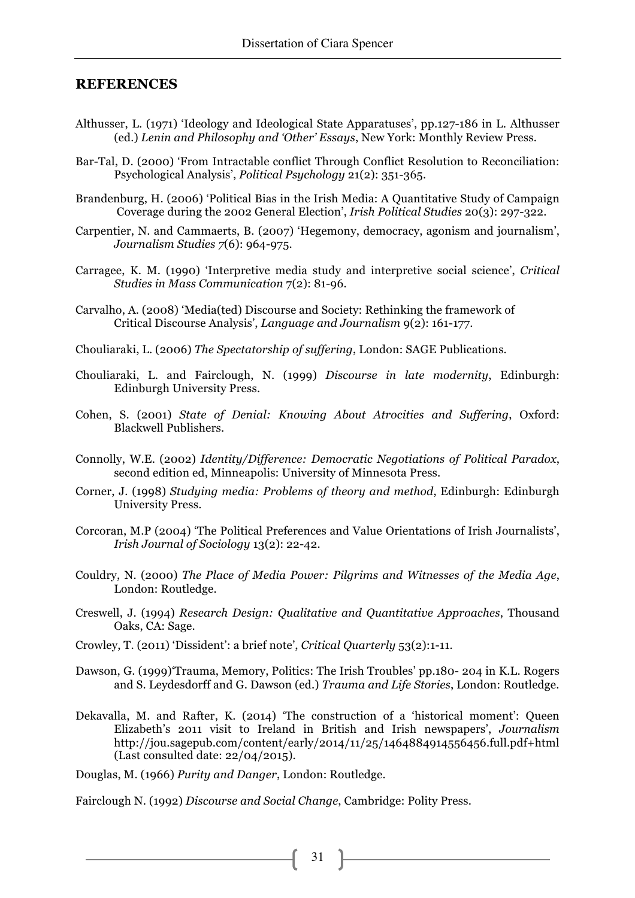## REFERENCES

Althusser, L. (1971) 'Ideology and Ideological State Apparatuses', pp.127-186 in L. Althusser (ed.) *Lenin and Philosophy and 'Other' Essays*, New York: Monthly Review Press.

Bar-Tal, D. (2000) 'From Intractable conflict Through Conflict Resolution to Reconciliation: Psychological Analysis', *Political Psychology* 21(2): 351-365.

Brandenburg, H. (2006) 'Political Bias in the Irish Media: A Quantitative Study of Campaign Coverage during the 2002 General Election', *Irish Political Studies* 20(3): 297-322.

Carpentier, N. and Cammaerts, B. (2007) 'Hegemony, democracy, agonism and journalism', *Journalism Studies 7*(6): 964-975.

Carragee, K. M. (1990) 'Interpretive media study and interpretive social science', *Critical Studies in Mass Communication* 7(2): 81-96.

Carvalho, A. (2008) 'Media(ted) Discourse and Society: Rethinking the framework of Critical Discourse Analysis', *Language and Journalism* 9(2): 161-177.

Chouliaraki, L. (2006) *The Spectatorship of suffering*, London: SAGE Publications.

Chouliaraki, L. and Fairclough, N. (1999) *Discourse in late modernity*, Edinburgh: Edinburgh University Press.

Cohen, S. (2001) *State of Denial: Knowing About Atrocities and Suffering*, Oxford: Blackwell Publishers.

Connolly, W.E. (2002) *Identity/Difference: Democratic Negotiations of Political Paradox*, second edition ed, Minneapolis: University of Minnesota Press.

Corner, J. (1998) *Studying media: Problems of theory and method*, Edinburgh: Edinburgh University Press.

Corcoran, M.P (2004) 'The Political Preferences and Value Orientations of Irish Journalists', *Irish Journal of Sociology* 13(2): 22-42.

Couldry, N. (2000) *The Place of Media Power: Pilgrims and Witnesses of the Media Age*, London: Routledge.

Creswell, J. (1994) *Research Design: Qualitative and Quantitative Approaches*, Thousand Oaks, CA: Sage.

Crowley, T. (2011) 'Dissident': a brief note', *Critical Quarterly* 53(2):1-11.

Dawson, G. (1999)'Trauma, Memory, Politics: The Irish Troubles' pp.180- 204 in K.L. Rogers and S. Leydesdorff and G. Dawson (ed.) *Trauma and Life Stories*, London: Routledge.

Dekavalla, M. and Rafter, K. (2014) 'The construction of a 'historical moment': Queen Elizabeth's 2011 visit to Ireland in British and Irish newspapers', *Journalism* http://jou.sagepub.com/content/early/2014/11/25/1464884914556456.full.pdf+html (Last consulted date: 22/04/2015).

Douglas, M. (1966) *Purity and Danger*, London: Routledge.

Fairclough N. (1992) *Discourse and Social Change*, Cambridge: Polity Press.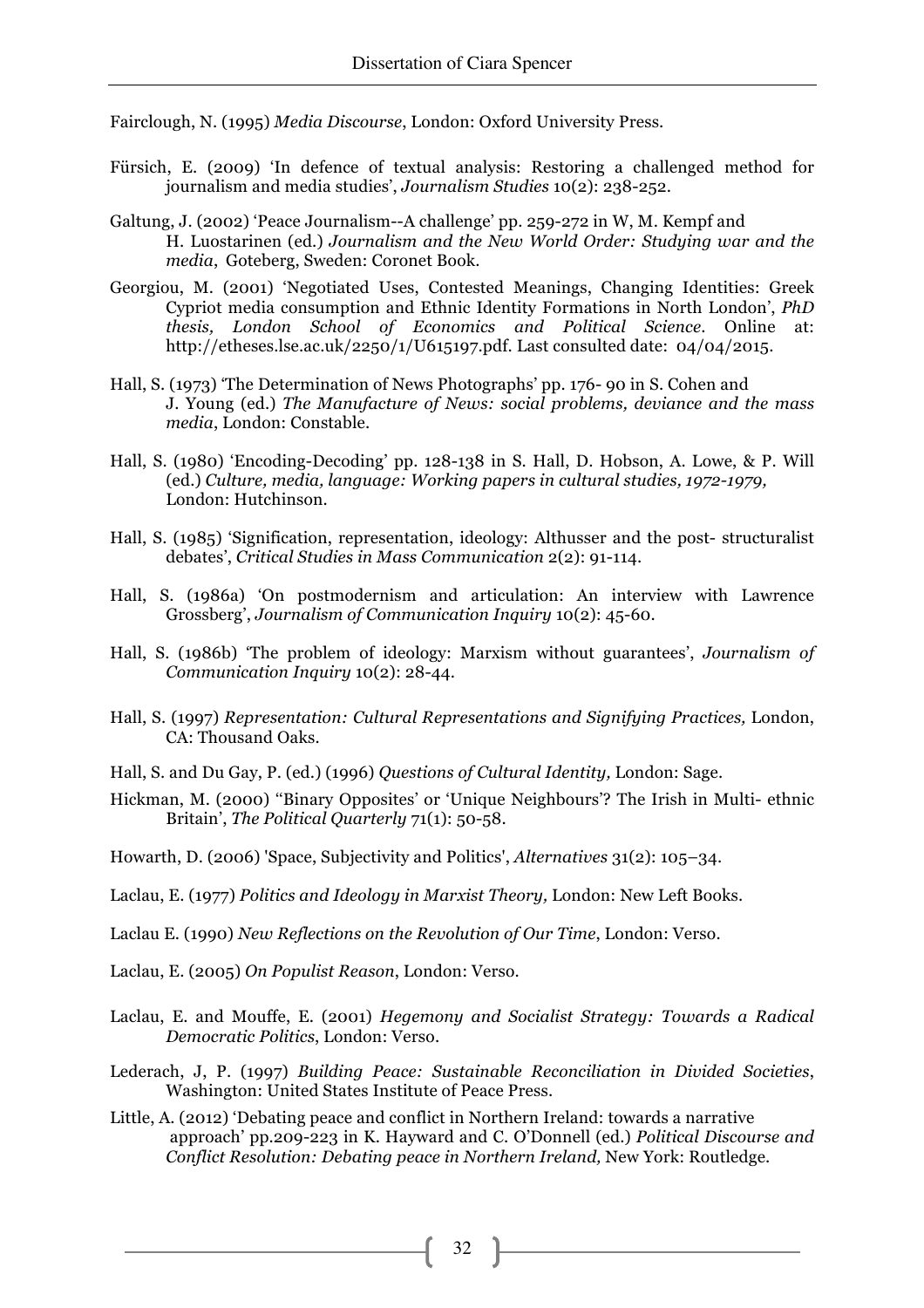Fairclough, N. (1995) *Media Discourse*, London: Oxford University Press.

Fürsich, E. (2009) 'In defence of textual analysis: Restoring a challenged method for journalism and media studies', *Journalism Studies* 10(2): 238-252.

Galtung, J. (2002) 'Peace Journalism--A challenge' pp. 259-272 in W, M. Kempf and H. Luostarinen (ed.) *Journalism and the New World Order: Studying war and the media*, Goteberg, Sweden: Coronet Book.

Georgiou, M. (2001) 'Negotiated Uses, Contested Meanings, Changing Identities: Greek Cypriot media consumption and Ethnic Identity Formations in North London', *PhD thesis, London School of Economics and Political Science*. Online at: http://etheses.lse.ac.uk/2250/1/U615197.pdf. Last consulted date: 04/04/2015.

Hall, S. (1973) 'The Determination of News Photographs' pp. 176- 90 in S. Cohen and J. Young (ed.) *The Manufacture of News: social problems, deviance and the mass media*, London: Constable.

Hall, S. (1980) 'Encoding-Decoding' pp. 128-138 in S. Hall, D. Hobson, A. Lowe, & P. Will (ed.) *Culture, media, language: Working papers in cultural studies, 1972-1979,* London: Hutchinson.

Hall, S. (1985) 'Signification, representation, ideology: Althusser and the post- structuralist debates', *Critical Studies in Mass Communication* 2(2): 91-114.

Hall, S. (1986a) 'On postmodernism and articulation: An interview with Lawrence Grossberg', *Journalism of Communication Inquiry* 10(2): 45-60.

Hall, S. (1986b) 'The problem of ideology: Marxism without guarantees', *Journalism of Communication Inquiry* 10(2): 28-44.

Hall, S. (1997) *Representation: Cultural Representations and Signifying Practices,* London, CA: Thousand Oaks.

Hall, S. and Du Gay, P. (ed.) (1996) *Questions of Cultural Identity,* London: Sage.

Hickman, M. (2000) ''Binary Opposites' or 'Unique Neighbours'? The Irish in Multi- ethnic Britain', *The Political Quarterly* 71(1): 50-58.

Howarth, D. (2006) 'Space, Subjectivity and Politics', *Alternatives* 31(2): 105–34.

Laclau, E. (1977) *Politics and Ideology in Marxist Theory,* London: New Left Books.

Laclau E. (1990) *New Reflections on the Revolution of Our Time*, London: Verso.

Laclau, E. (2005) *On Populist Reason*, London: Verso.

Laclau, E. and Mouffe, E. (2001) *Hegemony and Socialist Strategy: Towards a Radical Democratic Politics*, London: Verso.

Lederach, J, P. (1997) *Building Peace: Sustainable Reconciliation in Divided Societies*, Washington: United States Institute of Peace Press.

Little, A. (2012) 'Debating peace and conflict in Northern Ireland: towards a narrative approach' pp.209-223 in K. Hayward and C. O'Donnell (ed.) *Political Discourse and Conflict Resolution: Debating peace in Northern Ireland,* New York: Routledge.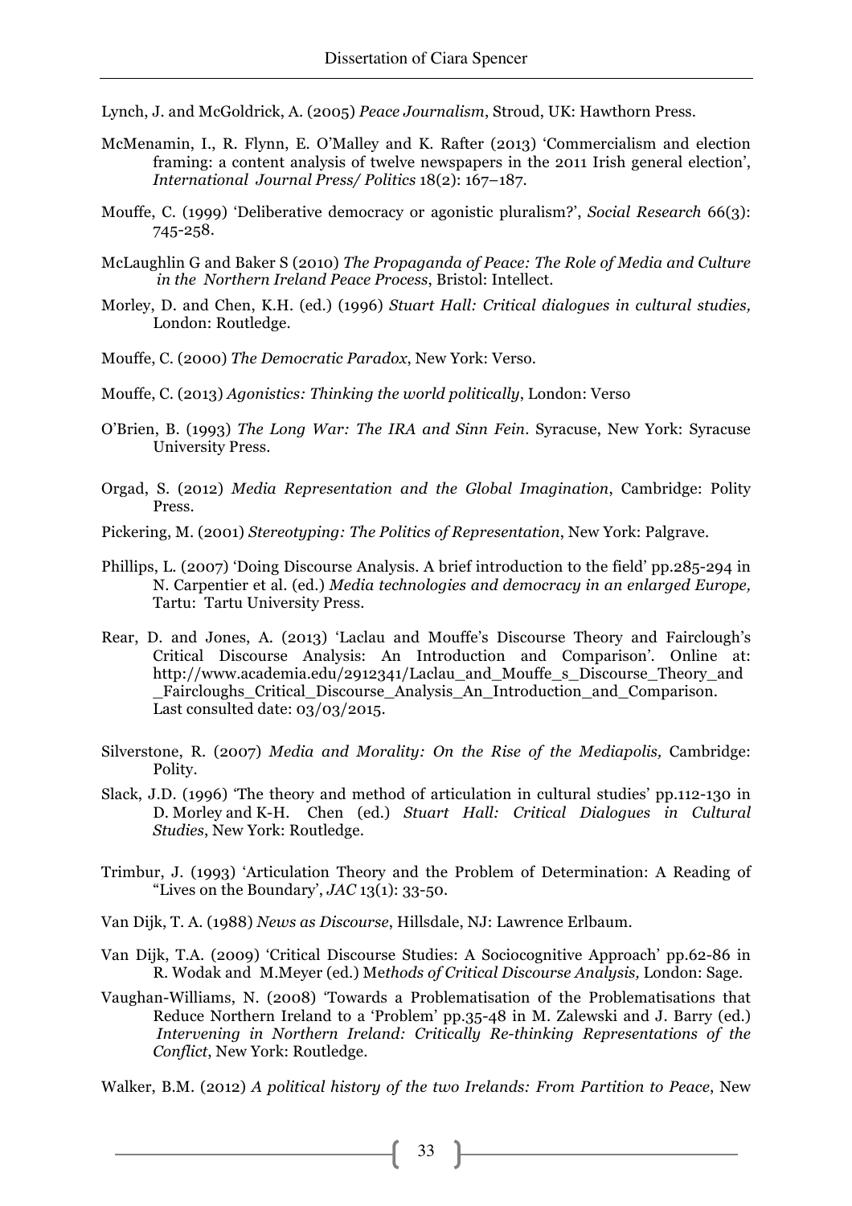Lynch, J. and McGoldrick, A. (2005) *Peace Journalism*, Stroud, UK: Hawthorn Press.

McMenamin, I., R. Flynn, E. O'Malley and K. Rafter (2013) 'Commercialism and election framing: a content analysis of twelve newspapers in the 2011 Irish general election', *International Journal Press/ Politics* 18(2): 167–187.

Mouffe, C. (1999) 'Deliberative democracy or agonistic pluralism?', *Social Research* 66(3): 745-258.

McLaughlin G and Baker S (2010) *The Propaganda of Peace: The Role of Media and Culture in the Northern Ireland Peace Process*, Bristol: Intellect.

Morley, D. and Chen, K.H. (ed.) (1996) *Stuart Hall: Critical dialogues in cultural studies,* London: Routledge.

Mouffe, C. (2000) *The Democratic Paradox*, New York: Verso.

Mouffe, C. (2013) *Agonistics: Thinking the world politically*, London: Verso

O'Brien, B. (1993) *The Long War: The IRA and Sinn Fein*. Syracuse, New York: Syracuse University Press.

Orgad, S. (2012) *Media Representation and the Global Imagination*, Cambridge: Polity Press.

Pickering, M. (2001) *Stereotyping: The Politics of Representation*, New York: Palgrave.

Phillips, L. (2007) 'Doing Discourse Analysis. A brief introduction to the field' pp.285-294 in N. Carpentier et al. (ed.) *Media technologies and democracy in an enlarged Europe,* Tartu: Tartu University Press.

Rear, D. and Jones, A. (2013) 'Laclau and Mouffe's Discourse Theory and Fairclough's Critical Discourse Analysis: An Introduction and Comparison'. Online at: http://www.academia.edu/2912341/Laclau_and_Mouffe_s_Discourse_Theory_and_Faircloughs_Critical_Discourse_Analysis_An_Introduction_and_Comparison. Last consulted date: 03/03/2015.

Silverstone, R. (2007) *Media and Morality: On the Rise of the Mediapolis,* Cambridge: Polity.

Slack, J.D. (1996) 'The theory and method of articulation in cultural studies' pp.112-130 in D. Morley and K-H. Chen (ed.) *Stuart Hall: Critical Dialogues in Cultural Studies*, New York: Routledge.

Trimbur, J. (1993) 'Articulation Theory and the Problem of Determination: A Reading of "Lives on the Boundary', *JAC* 13(1): 33-50.

Van Dijk, T. A. (1988) *News as Discourse*, Hillsdale, NJ: Lawrence Erlbaum.

Van Dijk, T.A. (2009) 'Critical Discourse Studies: A Sociocognitive Approach' pp.62-86 in R. Wodak and M.Meyer (ed.) *Methods of Critical Discourse Analysis,* London: Sage.

Vaughan-Williams, N. (2008) 'Towards a Problematisation of the Problematisations that Reduce Northern Ireland to a 'Problem' pp.35-48 in M. Zalewski and J. Barry (ed.) *Intervening in Northern Ireland: Critically Re-thinking Representations of the Conflict*, New York: Routledge.

Walker, B.M. (2012) *A political history of the two Irelands: From Partition to Peace*, New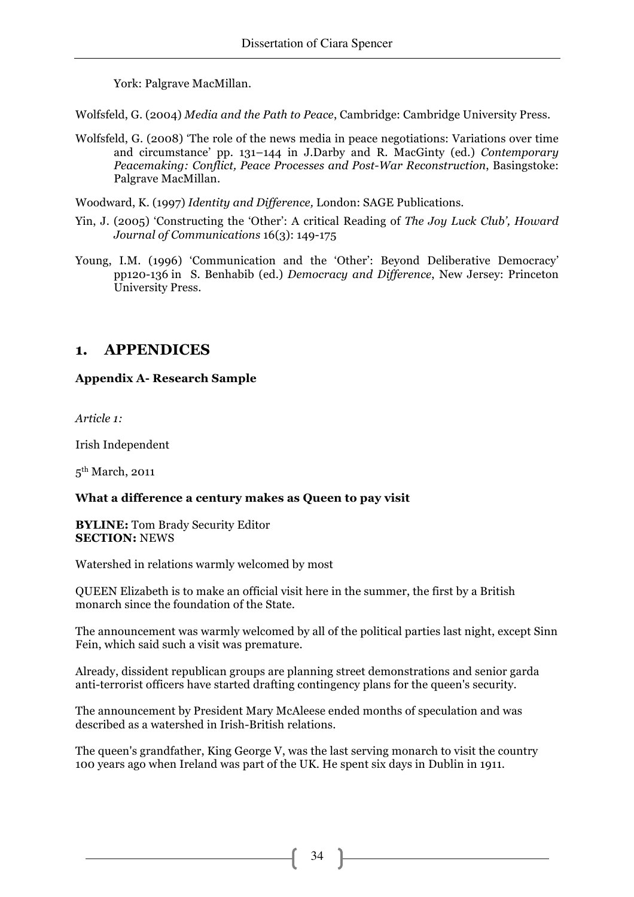York: Palgrave MacMillan.

Wolfsfeld, G. (2004) *Media and the Path to Peace*, Cambridge: Cambridge University Press.

Wolfsfeld, G. (2008) 'The role of the news media in peace negotiations: Variations over time and circumstance' pp. 131–144 in J.Darby and R. MacGinty (ed.) *Contemporary Peacemaking: Conflict, Peace Processes and Post-War Reconstruction*, Basingstoke: Palgrave MacMillan.

Woodward, K. (1997) *Identity and Difference,* London: SAGE Publications.

Yin, J. (2005) 'Constructing the 'Other': A critical Reading of *The Joy Luck Club', Howard Journal of Communications* 16(3): 149-175

Young, I.M. (1996) 'Communication and the 'Other': Beyond Deliberative Democracy' pp120-136 in S. Benhabib (ed.) *Democracy and Difference*, New Jersey: Princeton University Press.

# 1. APPENDICES

### Appendix A- Research Sample

*Article 1:*

Irish Independent

5th March, 2011

**What a difference a century makes as Queen to pay visit**

**BYLINE:** Tom Brady Security Editor
**SECTION:** NEWS

Watershed in relations warmly welcomed by most

QUEEN Elizabeth is to make an official visit here in the summer, the first by a British monarch since the foundation of the State.

The announcement was warmly welcomed by all of the political parties last night, except Sinn Fein, which said such a visit was premature.

Already, dissident republican groups are planning street demonstrations and senior garda anti-terrorist officers have started drafting contingency plans for the queen's security.

The announcement by President Mary McAleese ended months of speculation and was described as a watershed in Irish-British relations.

The queen's grandfather, King George V, was the last serving monarch to visit the country 100 years ago when Ireland was part of the UK. He spent six days in Dublin in 1911.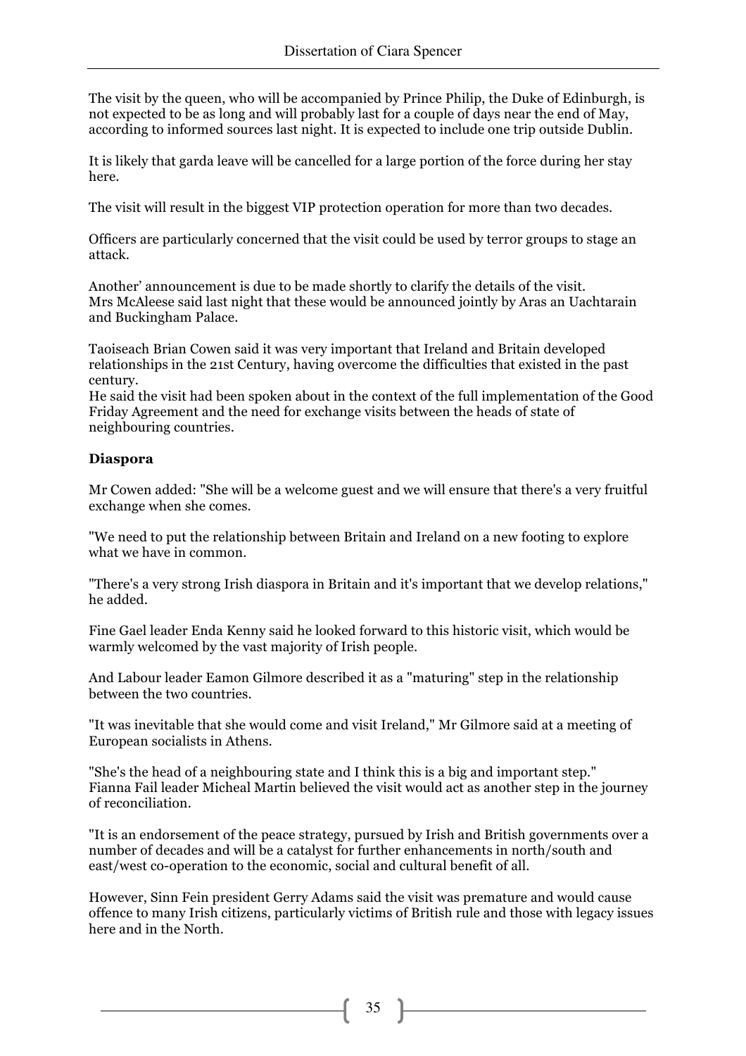The visit by the queen, who will be accompanied by Prince Philip, the Duke of Edinburgh, is not expected to be as long and will probably last for a couple of days near the end of May, according to informed sources last night. It is expected to include one trip outside Dublin.

It is likely that garda leave will be cancelled for a large portion of the force during her stay here.

The visit will result in the biggest VIP protection operation for more than two decades.

Officers are particularly concerned that the visit could be used by terror groups to stage an attack.

Another' announcement is due to be made shortly to clarify the details of the visit.
Mrs McAleese said last night that these would be announced jointly by Aras an Uachtarain and Buckingham Palace.

Taoiseach Brian Cowen said it was very important that Ireland and Britain developed relationships in the 21st Century, having overcome the difficulties that existed in the past century.
He said the visit had been spoken about in the context of the full implementation of the Good Friday Agreement and the need for exchange visits between the heads of state of neighbouring countries.

**Diaspora**

Mr Cowen added: "She will be a welcome guest and we will ensure that there's a very fruitful exchange when she comes.

"We need to put the relationship between Britain and Ireland on a new footing to explore what we have in common.

"There's a very strong Irish diaspora in Britain and it's important that we develop relations," he added.

Fine Gael leader Enda Kenny said he looked forward to this historic visit, which would be warmly welcomed by the vast majority of Irish people.

And Labour leader Eamon Gilmore described it as a "maturing" step in the relationship between the two countries.

"It was inevitable that she would come and visit Ireland," Mr Gilmore said at a meeting of European socialists in Athens.

"She's the head of a neighbouring state and I think this is a big and important step."
Fianna Fail leader Micheal Martin believed the visit would act as another step in the journey of reconciliation.

"It is an endorsement of the peace strategy, pursued by Irish and British governments over a number of decades and will be a catalyst for further enhancements in north/south and east/west co-operation to the economic, social and cultural benefit of all.

However, Sinn Fein president Gerry Adams said the visit was premature and would cause offence to many Irish citizens, particularly victims of British rule and those with legacy issues here and in the North.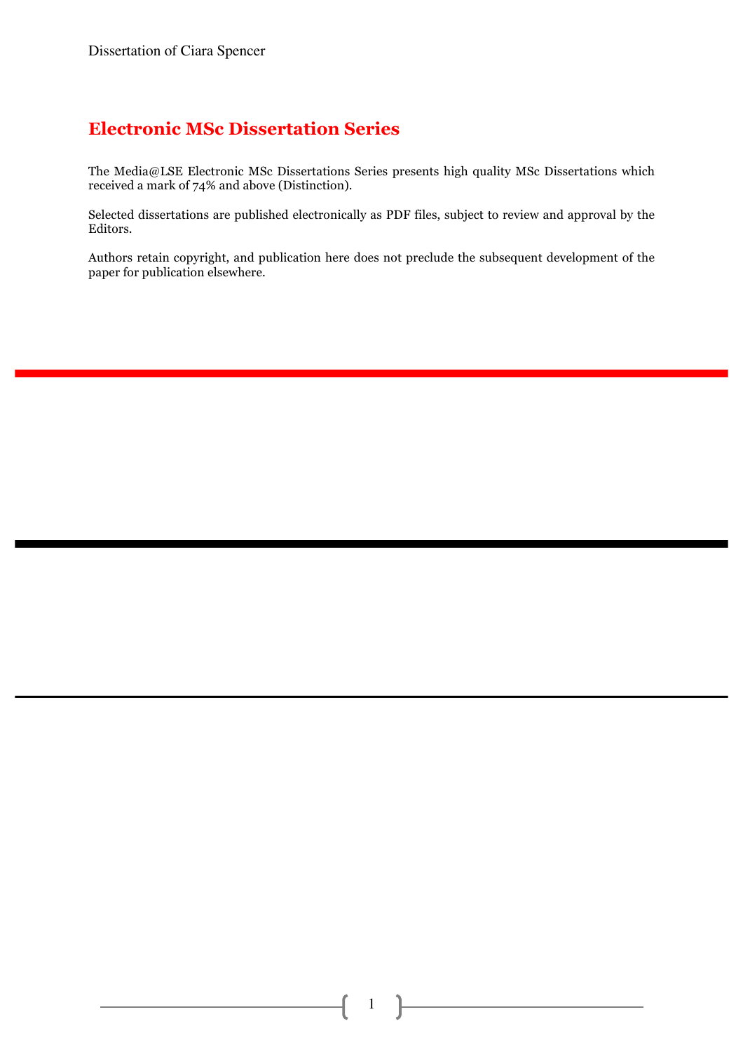## Electronic MSc Dissertation Series

The Media@LSE Electronic MSc Dissertations Series presents high quality MSc Dissertations which received a mark of 74% and above (Distinction).

Selected dissertations are published electronically as PDF files, subject to review and approval by the Editors.

Authors retain copyright, and publication here does not preclude the subsequent development of the paper for publication elsewhere.